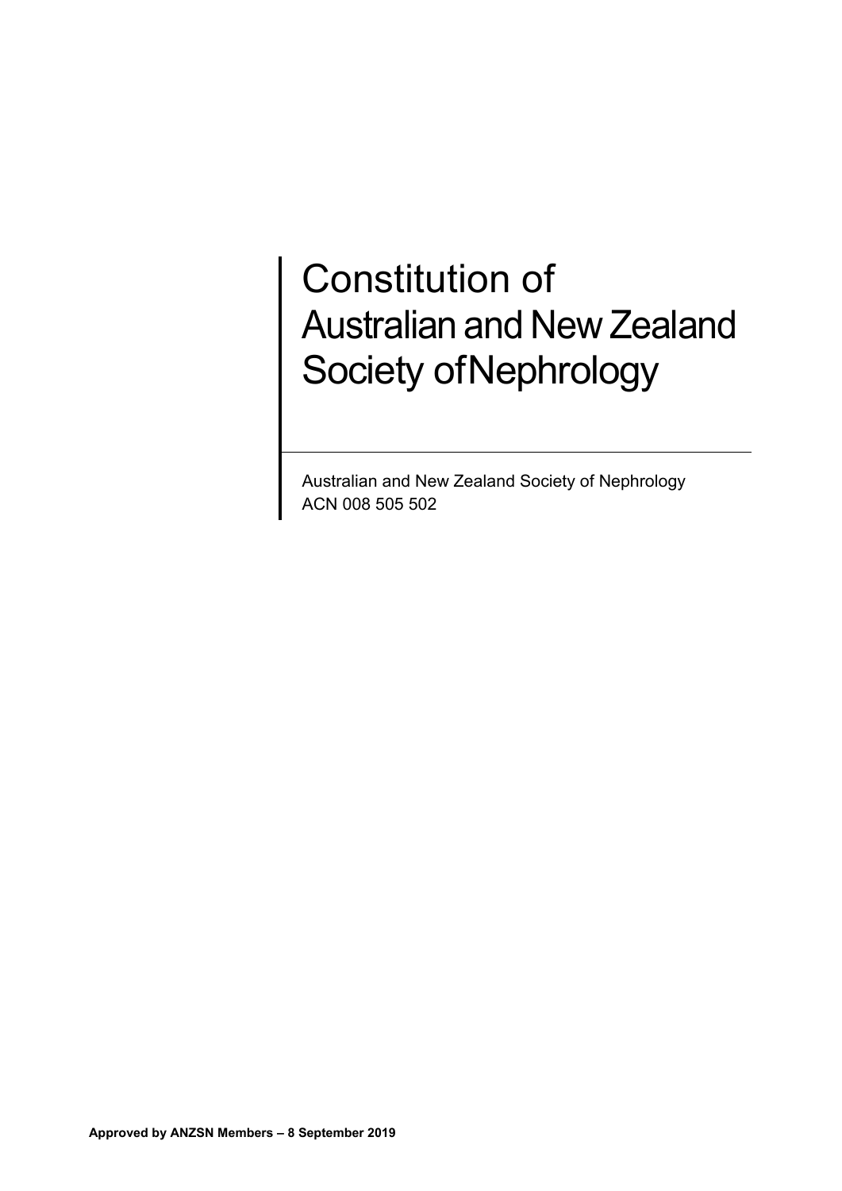# Constitution of Australian and New Zealand Society ofNephrology

Australian and New Zealand Society of Nephrology
ACN 008 505 502

**Approved by ANZSN Members – 8 September 2019**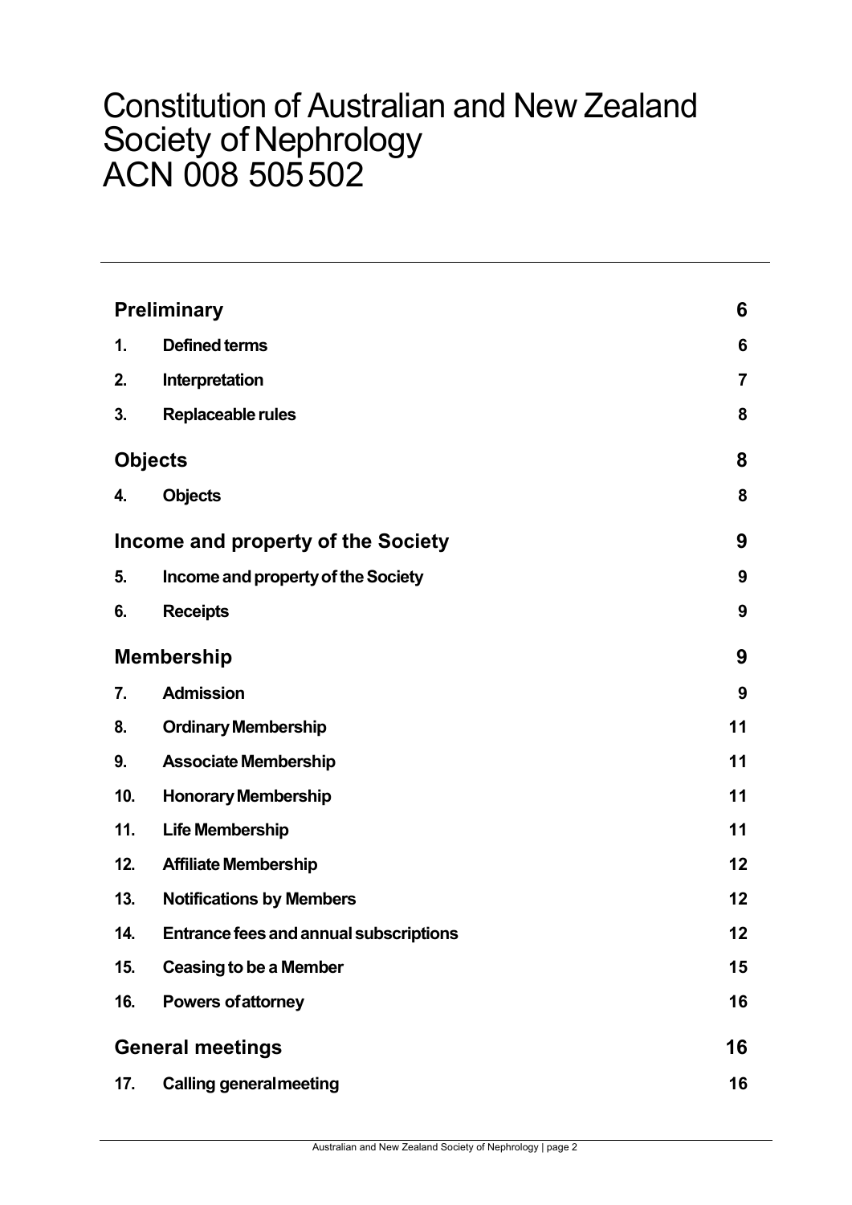# Constitution of Australian and New Zealand Society of Nephrology ACN 008 505 502

| | | |
|---|---|---|
| **Preliminary** | | **6** |
| **1.** | **Defined terms** | **6** |
| **2.** | **Interpretation** | **7** |
| **3.** | **Replaceable rules** | **8** |
| **Objects** | | **8** |
| **4.** | **Objects** | **8** |
| **Income and property of the Society** | | **9** |
| **5.** | **Income and property of the Society** | **9** |
| **6.** | **Receipts** | **9** |
| **Membership** | | **9** |
| **7.** | **Admission** | **9** |
| **8.** | **Ordinary Membership** | **11** |
| **9.** | **Associate Membership** | **11** |
| **10.** | **Honorary Membership** | **11** |
| **11.** | **Life Membership** | **11** |
| **12.** | **Affiliate Membership** | **12** |
| **13.** | **Notifications by Members** | **12** |
| **14.** | **Entrance fees and annual subscriptions** | **12** |
| **15.** | **Ceasing to be a Member** | **15** |
| **16.** | **Powers of attorney** | **16** |
| **General meetings** | | **16** |
| **17.** | **Calling general meeting** | **16** |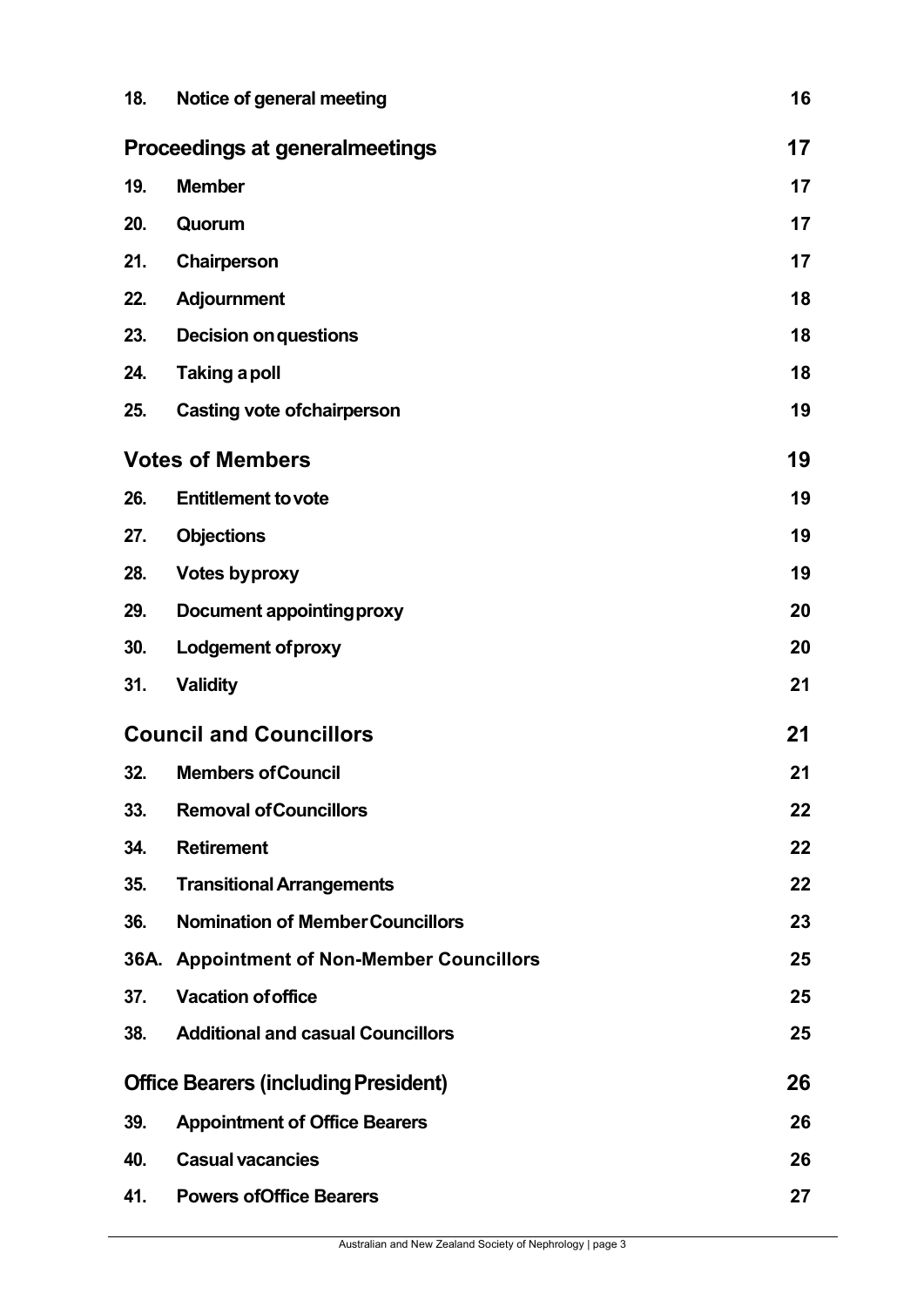| | | |
|---|---|---|
| **18.** | **Notice of general meeting** | **16** |
| | **Proceedings at generalmeetings** | **17** |
| **19.** | **Member** | **17** |
| **20.** | **Quorum** | **17** |
| **21.** | **Chairperson** | **17** |
| **22.** | **Adjournment** | **18** |
| **23.** | **Decision onquestions** | **18** |
| **24.** | **Taking apoll** | **18** |
| **25.** | **Casting vote ofchairperson** | **19** |
| | **Votes of Members** | **19** |
| **26.** | **Entitlement tovote** | **19** |
| **27.** | **Objections** | **19** |
| **28.** | **Votes byproxy** | **19** |
| **29.** | **Document appointingproxy** | **20** |
| **30.** | **Lodgement ofproxy** | **20** |
| **31.** | **Validity** | **21** |
| | **Council and Councillors** | **21** |
| **32.** | **Members ofCouncil** | **21** |
| **33.** | **Removal ofCouncillors** | **22** |
| **34.** | **Retirement** | **22** |
| **35.** | **Transitional Arrangements** | **22** |
| **36.** | **Nomination of MemberCouncillors** | **23** |
| **36A.** | **Appointment of Non-Member Councillors** | **25** |
| **37.** | **Vacation ofoffice** | **25** |
| **38.** | **Additional and casual Councillors** | **25** |
| | **Office Bearers (includingPresident)** | **26** |
| **39.** | **Appointment of Office Bearers** | **26** |
| **40.** | **Casual vacancies** | **26** |
| **41.** | **Powers ofOffice Bearers** | **27** |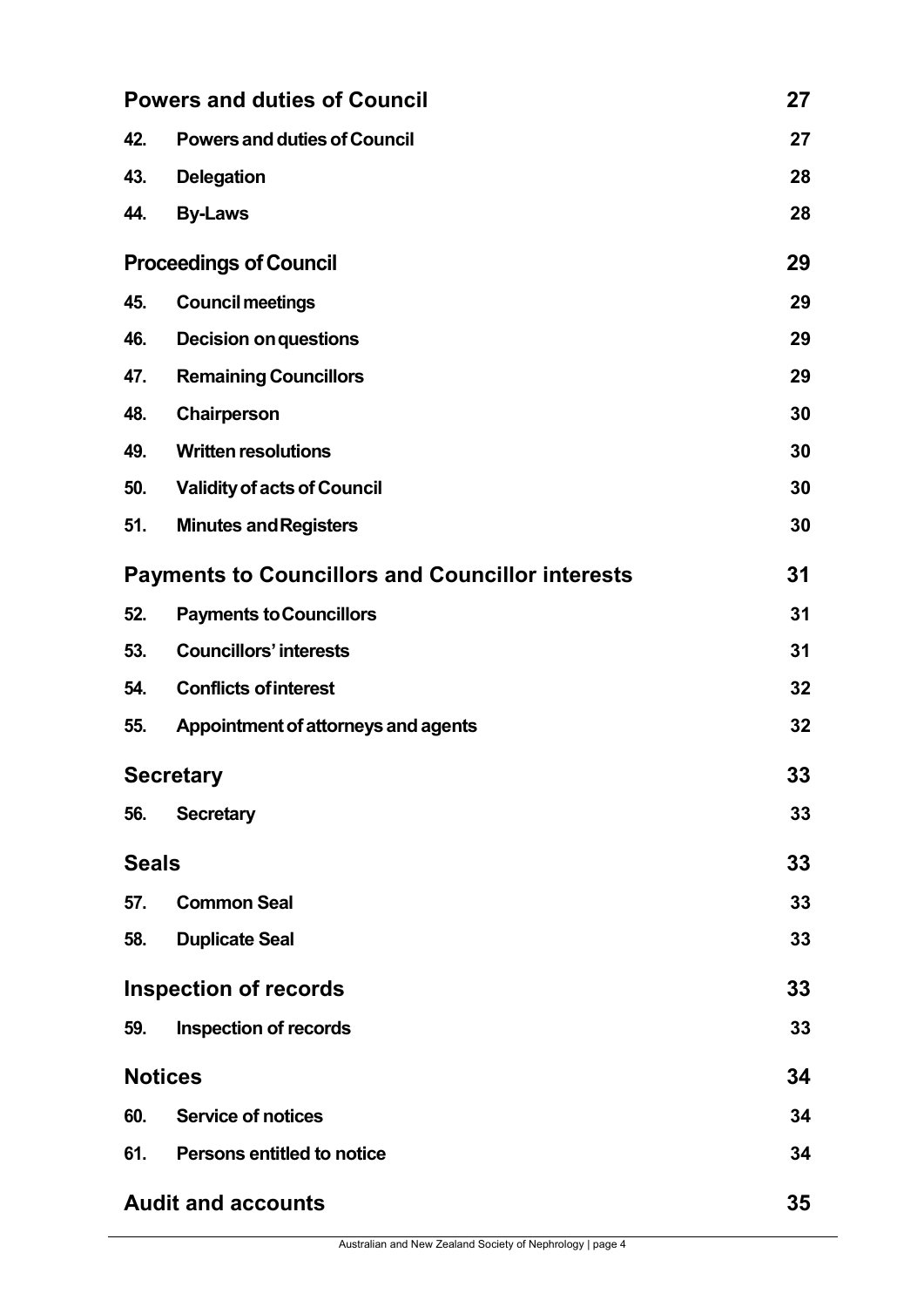| | | |
|---|---|---|
| **Powers and duties of Council** | | **27** |
| **42.** | **Powers and duties of Council** | **27** |
| **43.** | **Delegation** | **28** |
| **44.** | **By-Laws** | **28** |
| **Proceedings of Council** | | **29** |
| **45.** | **Council meetings** | **29** |
| **46.** | **Decision on questions** | **29** |
| **47.** | **Remaining Councillors** | **29** |
| **48.** | **Chairperson** | **30** |
| **49.** | **Written resolutions** | **30** |
| **50.** | **Validity of acts of Council** | **30** |
| **51.** | **Minutes and Registers** | **30** |
| **Payments to Councillors and Councillor interests** | | **31** |
| **52.** | **Payments to Councillors** | **31** |
| **53.** | **Councillors' interests** | **31** |
| **54.** | **Conflicts of interest** | **32** |
| **55.** | **Appointment of attorneys and agents** | **32** |
| **Secretary** | | **33** |
| **56.** | **Secretary** | **33** |
| **Seals** | | **33** |
| **57.** | **Common Seal** | **33** |
| **58.** | **Duplicate Seal** | **33** |
| **Inspection of records** | | **33** |
| **59.** | **Inspection of records** | **33** |
| **Notices** | | **34** |
| **60.** | **Service of notices** | **34** |
| **61.** | **Persons entitled to notice** | **34** |
| **Audit and accounts** | | **35** |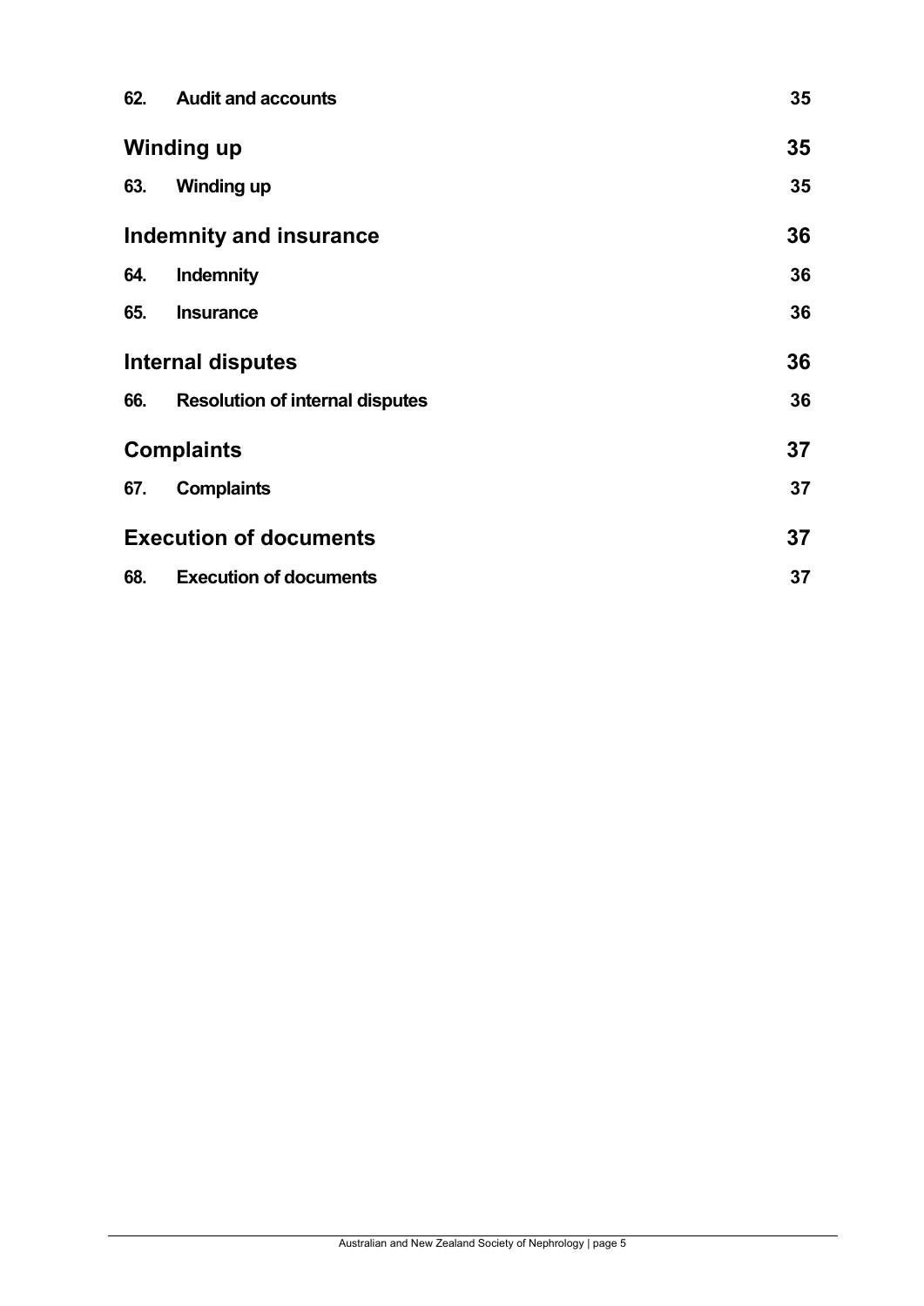| | | |
|---|---|---|
| 62. | **Audit and accounts** | 35 |
| **Winding up** | | **35** |
| 63. | **Winding up** | 35 |
| **Indemnity and insurance** | | **36** |
| 64. | **Indemnity** | 36 |
| 65. | **Insurance** | 36 |
| **Internal disputes** | | **36** |
| 66. | **Resolution of internal disputes** | 36 |
| **Complaints** | | **37** |
| 67. | **Complaints** | 37 |
| **Execution of documents** | | **37** |
| 68. | **Execution of documents** | 37 |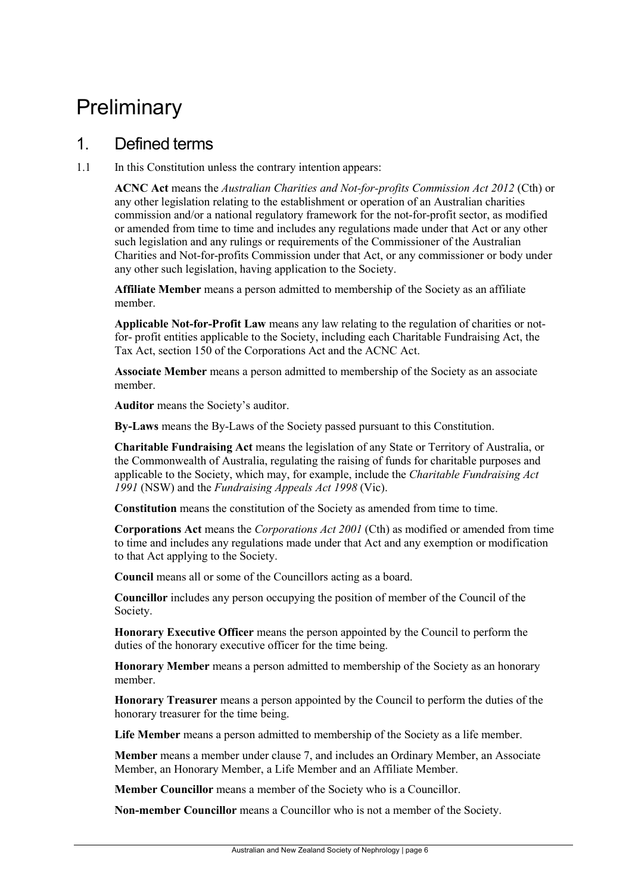# Preliminary

## 1. Defined terms

1.1 In this Constitution unless the contrary intention appears:

**ACNC Act** means the *Australian Charities and Not-for-profits Commission Act 2012* (Cth) or any other legislation relating to the establishment or operation of an Australian charities commission and/or a national regulatory framework for the not-for-profit sector, as modified or amended from time to time and includes any regulations made under that Act or any other such legislation and any rulings or requirements of the Commissioner of the Australian Charities and Not-for-profits Commission under that Act, or any commissioner or body under any other such legislation, having application to the Society.

**Affiliate Member** means a person admitted to membership of the Society as an affiliate member.

**Applicable Not-for-Profit Law** means any law relating to the regulation of charities or not-for- profit entities applicable to the Society, including each Charitable Fundraising Act, the Tax Act, section 150 of the Corporations Act and the ACNC Act.

**Associate Member** means a person admitted to membership of the Society as an associate member.

**Auditor** means the Society's auditor.

**By-Laws** means the By-Laws of the Society passed pursuant to this Constitution.

**Charitable Fundraising Act** means the legislation of any State or Territory of Australia, or the Commonwealth of Australia, regulating the raising of funds for charitable purposes and applicable to the Society, which may, for example, include the *Charitable Fundraising Act 1991* (NSW) and the *Fundraising Appeals Act 1998* (Vic).

**Constitution** means the constitution of the Society as amended from time to time.

**Corporations Act** means the *Corporations Act 2001* (Cth) as modified or amended from time to time and includes any regulations made under that Act and any exemption or modification to that Act applying to the Society.

**Council** means all or some of the Councillors acting as a board.

**Councillor** includes any person occupying the position of member of the Council of the Society.

**Honorary Executive Officer** means the person appointed by the Council to perform the duties of the honorary executive officer for the time being.

**Honorary Member** means a person admitted to membership of the Society as an honorary member.

**Honorary Treasurer** means a person appointed by the Council to perform the duties of the honorary treasurer for the time being.

**Life Member** means a person admitted to membership of the Society as a life member.

**Member** means a member under clause 7, and includes an Ordinary Member, an Associate Member, an Honorary Member, a Life Member and an Affiliate Member.

**Member Councillor** means a member of the Society who is a Councillor.

**Non-member Councillor** means a Councillor who is not a member of the Society.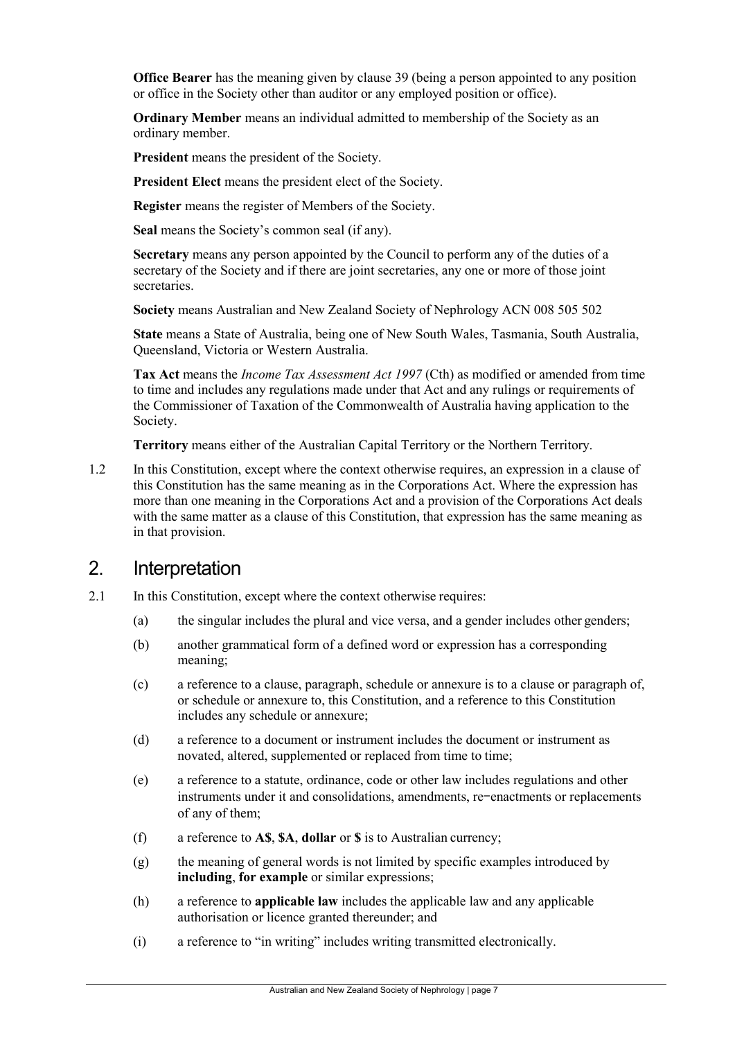**Office Bearer** has the meaning given by clause 39 (being a person appointed to any position or office in the Society other than auditor or any employed position or office).

**Ordinary Member** means an individual admitted to membership of the Society as an ordinary member.

**President** means the president of the Society.

**President Elect** means the president elect of the Society.

**Register** means the register of Members of the Society.

**Seal** means the Society's common seal (if any).

**Secretary** means any person appointed by the Council to perform any of the duties of a secretary of the Society and if there are joint secretaries, any one or more of those joint secretaries.

**Society** means Australian and New Zealand Society of Nephrology ACN 008 505 502

**State** means a State of Australia, being one of New South Wales, Tasmania, South Australia, Queensland, Victoria or Western Australia.

**Tax Act** means the *Income Tax Assessment Act 1997* (Cth) as modified or amended from time to time and includes any regulations made under that Act and any rulings or requirements of the Commissioner of Taxation of the Commonwealth of Australia having application to the Society.

**Territory** means either of the Australian Capital Territory or the Northern Territory.

1.2 In this Constitution, except where the context otherwise requires, an expression in a clause of this Constitution has the same meaning as in the Corporations Act. Where the expression has more than one meaning in the Corporations Act and a provision of the Corporations Act deals with the same matter as a clause of this Constitution, that expression has the same meaning as in that provision.

## 2. Interpretation

2.1 In this Constitution, except where the context otherwise requires:

(a) the singular includes the plural and vice versa, and a gender includes other genders;

(b) another grammatical form of a defined word or expression has a corresponding meaning;

(c) a reference to a clause, paragraph, schedule or annexure is to a clause or paragraph of, or schedule or annexure to, this Constitution, and a reference to this Constitution includes any schedule or annexure;

(d) a reference to a document or instrument includes the document or instrument as novated, altered, supplemented or replaced from time to time;

(e) a reference to a statute, ordinance, code or other law includes regulations and other instruments under it and consolidations, amendments, re-enactments or replacements of any of them;

(f) a reference to **A$**, **$A**, **dollar** or **$** is to Australian currency;

(g) the meaning of general words is not limited by specific examples introduced by **including**, **for example** or similar expressions;

(h) a reference to **applicable law** includes the applicable law and any applicable authorisation or licence granted thereunder; and

(i) a reference to "in writing" includes writing transmitted electronically.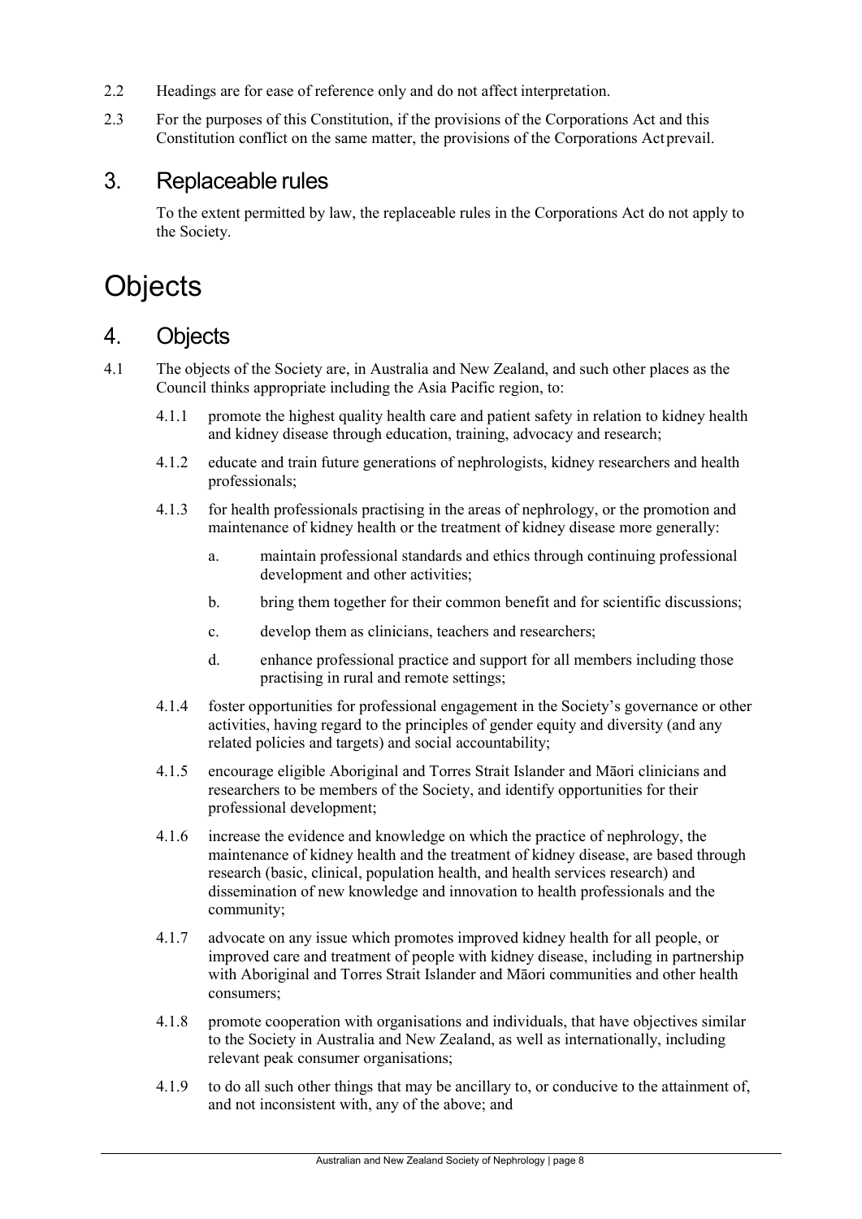2.2 Headings are for ease of reference only and do not affect interpretation.

2.3 For the purposes of this Constitution, if the provisions of the Corporations Act and this Constitution conflict on the same matter, the provisions of the Corporations Act prevail.

## 3. Replaceable rules

To the extent permitted by law, the replaceable rules in the Corporations Act do not apply to the Society.

# Objects

## 4. Objects

4.1 The objects of the Society are, in Australia and New Zealand, and such other places as the Council thinks appropriate including the Asia Pacific region, to:

4.1.1 promote the highest quality health care and patient safety in relation to kidney health and kidney disease through education, training, advocacy and research;

4.1.2 educate and train future generations of nephrologists, kidney researchers and health professionals;

4.1.3 for health professionals practising in the areas of nephrology, or the promotion and maintenance of kidney health or the treatment of kidney disease more generally:

- a. maintain professional standards and ethics through continuing professional development and other activities;
- b. bring them together for their common benefit and for scientific discussions;
- c. develop them as clinicians, teachers and researchers;
- d. enhance professional practice and support for all members including those practising in rural and remote settings;

4.1.4 foster opportunities for professional engagement in the Society's governance or other activities, having regard to the principles of gender equity and diversity (and any related policies and targets) and social accountability;

4.1.5 encourage eligible Aboriginal and Torres Strait Islander and Māori clinicians and researchers to be members of the Society, and identify opportunities for their professional development;

4.1.6 increase the evidence and knowledge on which the practice of nephrology, the maintenance of kidney health and the treatment of kidney disease, are based through research (basic, clinical, population health, and health services research) and dissemination of new knowledge and innovation to health professionals and the community;

4.1.7 advocate on any issue which promotes improved kidney health for all people, or improved care and treatment of people with kidney disease, including in partnership with Aboriginal and Torres Strait Islander and Māori communities and other health consumers;

4.1.8 promote cooperation with organisations and individuals, that have objectives similar to the Society in Australia and New Zealand, as well as internationally, including relevant peak consumer organisations;

4.1.9 to do all such other things that may be ancillary to, or conducive to the attainment of, and not inconsistent with, any of the above; and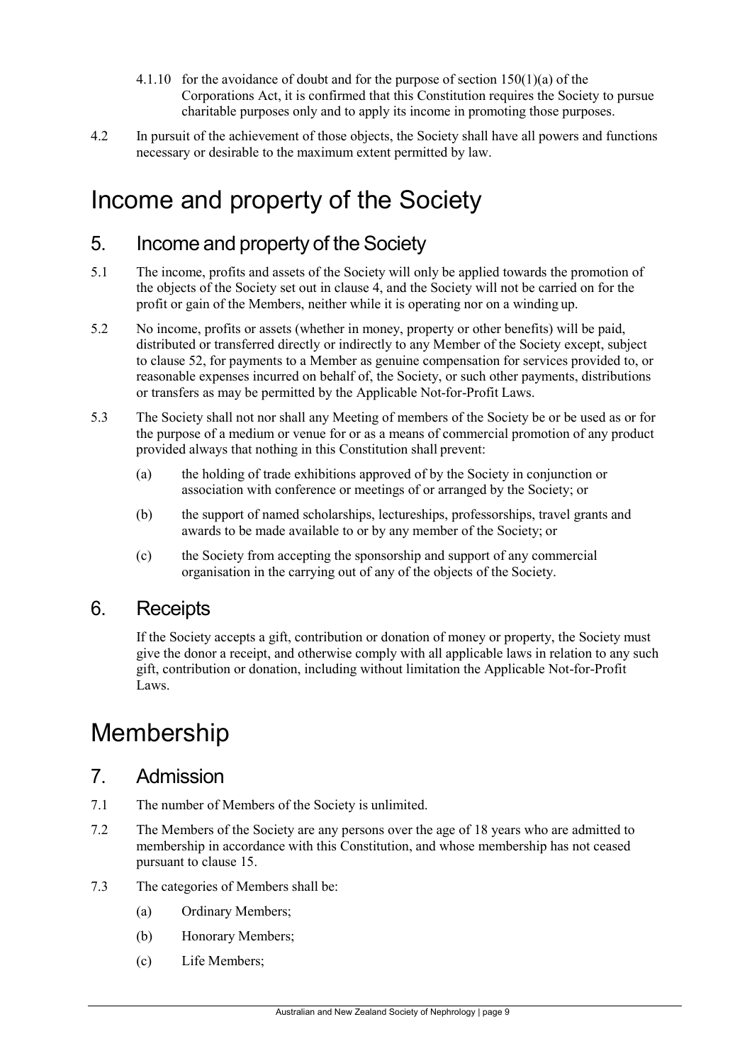4.1.10 for the avoidance of doubt and for the purpose of section 150(1)(a) of the Corporations Act, it is confirmed that this Constitution requires the Society to pursue charitable purposes only and to apply its income in promoting those purposes.

4.2 In pursuit of the achievement of those objects, the Society shall have all powers and functions necessary or desirable to the maximum extent permitted by law.

# Income and property of the Society

## 5. Income and property of the Society

5.1 The income, profits and assets of the Society will only be applied towards the promotion of the objects of the Society set out in clause 4, and the Society will not be carried on for the profit or gain of the Members, neither while it is operating nor on a winding up.

5.2 No income, profits or assets (whether in money, property or other benefits) will be paid, distributed or transferred directly or indirectly to any Member of the Society except, subject to clause 52, for payments to a Member as genuine compensation for services provided to, or reasonable expenses incurred on behalf of, the Society, or such other payments, distributions or transfers as may be permitted by the Applicable Not-for-Profit Laws.

5.3 The Society shall not nor shall any Meeting of members of the Society be or be used as or for the purpose of a medium or venue for or as a means of commercial promotion of any product provided always that nothing in this Constitution shall prevent:

(a) the holding of trade exhibitions approved of by the Society in conjunction or association with conference or meetings of or arranged by the Society; or

(b) the support of named scholarships, lectureships, professorships, travel grants and awards to be made available to or by any member of the Society; or

(c) the Society from accepting the sponsorship and support of any commercial organisation in the carrying out of any of the objects of the Society.

## 6. Receipts

If the Society accepts a gift, contribution or donation of money or property, the Society must give the donor a receipt, and otherwise comply with all applicable laws in relation to any such gift, contribution or donation, including without limitation the Applicable Not-for-Profit Laws.

# Membership

## 7. Admission

7.1 The number of Members of the Society is unlimited.

7.2 The Members of the Society are any persons over the age of 18 years who are admitted to membership in accordance with this Constitution, and whose membership has not ceased pursuant to clause 15.

7.3 The categories of Members shall be:

(a) Ordinary Members;

(b) Honorary Members;

(c) Life Members;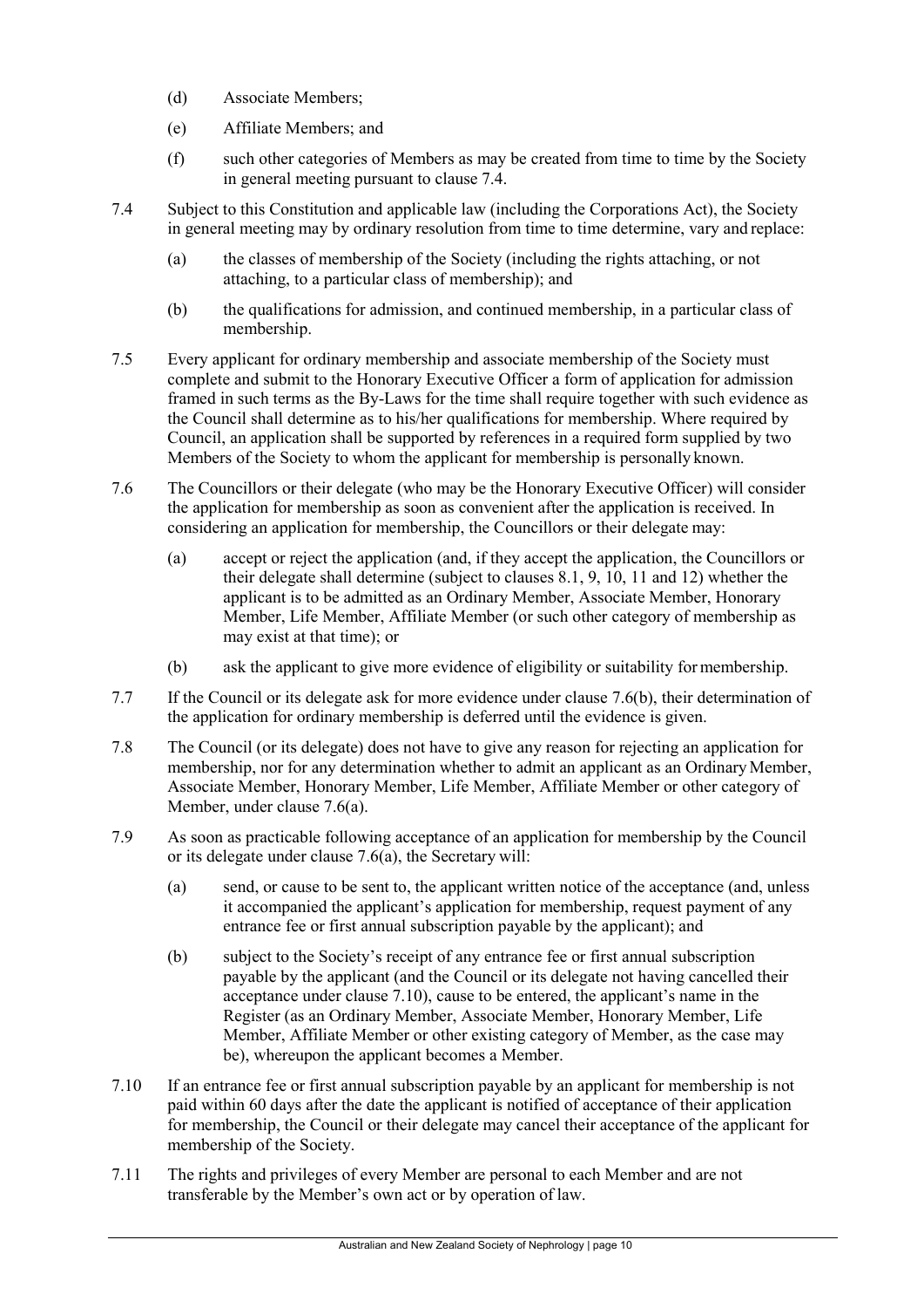(d) Associate Members;

(e) Affiliate Members; and

(f) such other categories of Members as may be created from time to time by the Society in general meeting pursuant to clause 7.4.

7.4 Subject to this Constitution and applicable law (including the Corporations Act), the Society in general meeting may by ordinary resolution from time to time determine, vary and replace:

(a) the classes of membership of the Society (including the rights attaching, or not attaching, to a particular class of membership); and

(b) the qualifications for admission, and continued membership, in a particular class of membership.

7.5 Every applicant for ordinary membership and associate membership of the Society must complete and submit to the Honorary Executive Officer a form of application for admission framed in such terms as the By-Laws for the time shall require together with such evidence as the Council shall determine as to his/her qualifications for membership. Where required by Council, an application shall be supported by references in a required form supplied by two Members of the Society to whom the applicant for membership is personally known.

7.6 The Councillors or their delegate (who may be the Honorary Executive Officer) will consider the application for membership as soon as convenient after the application is received. In considering an application for membership, the Councillors or their delegate may:

(a) accept or reject the application (and, if they accept the application, the Councillors or their delegate shall determine (subject to clauses 8.1, 9, 10, 11 and 12) whether the applicant is to be admitted as an Ordinary Member, Associate Member, Honorary Member, Life Member, Affiliate Member (or such other category of membership as may exist at that time); or

(b) ask the applicant to give more evidence of eligibility or suitability for membership.

7.7 If the Council or its delegate ask for more evidence under clause 7.6(b), their determination of the application for ordinary membership is deferred until the evidence is given.

7.8 The Council (or its delegate) does not have to give any reason for rejecting an application for membership, nor for any determination whether to admit an applicant as an Ordinary Member, Associate Member, Honorary Member, Life Member, Affiliate Member or other category of Member, under clause 7.6(a).

7.9 As soon as practicable following acceptance of an application for membership by the Council or its delegate under clause 7.6(a), the Secretary will:

(a) send, or cause to be sent to, the applicant written notice of the acceptance (and, unless it accompanied the applicant's application for membership, request payment of any entrance fee or first annual subscription payable by the applicant); and

(b) subject to the Society's receipt of any entrance fee or first annual subscription payable by the applicant (and the Council or its delegate not having cancelled their acceptance under clause 7.10), cause to be entered, the applicant's name in the Register (as an Ordinary Member, Associate Member, Honorary Member, Life Member, Affiliate Member or other existing category of Member, as the case may be), whereupon the applicant becomes a Member.

7.10 If an entrance fee or first annual subscription payable by an applicant for membership is not paid within 60 days after the date the applicant is notified of acceptance of their application for membership, the Council or their delegate may cancel their acceptance of the applicant for membership of the Society.

7.11 The rights and privileges of every Member are personal to each Member and are not transferable by the Member's own act or by operation of law.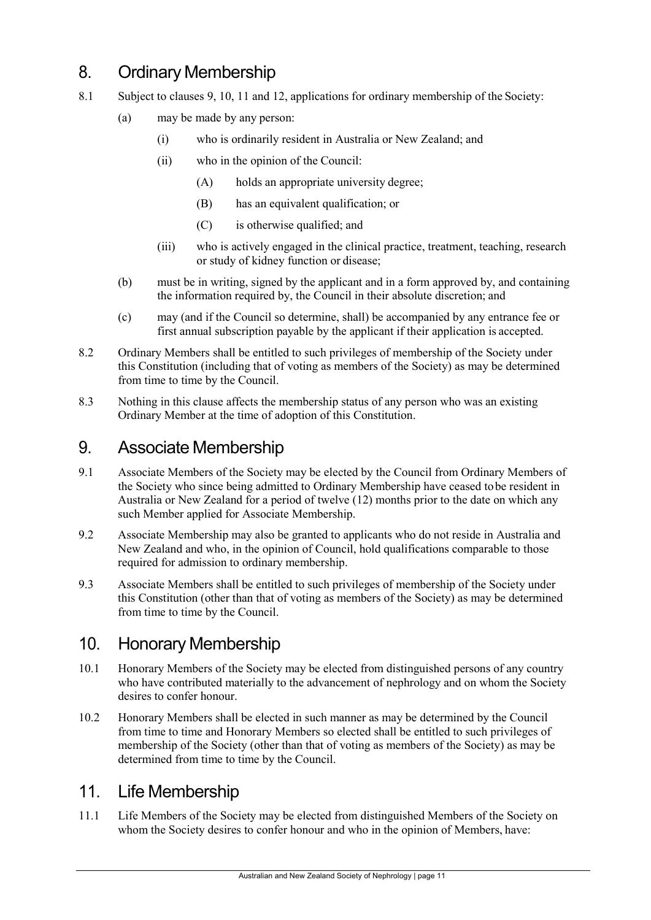## 8. Ordinary Membership

8.1 Subject to clauses 9, 10, 11 and 12, applications for ordinary membership of the Society:

(a) may be made by any person:

(i) who is ordinarily resident in Australia or New Zealand; and

(ii) who in the opinion of the Council:

(A) holds an appropriate university degree;

(B) has an equivalent qualification; or

(C) is otherwise qualified; and

(iii) who is actively engaged in the clinical practice, treatment, teaching, research or study of kidney function or disease;

(b) must be in writing, signed by the applicant and in a form approved by, and containing the information required by, the Council in their absolute discretion; and

(c) may (and if the Council so determine, shall) be accompanied by any entrance fee or first annual subscription payable by the applicant if their application is accepted.

8.2 Ordinary Members shall be entitled to such privileges of membership of the Society under this Constitution (including that of voting as members of the Society) as may be determined from time to time by the Council.

8.3 Nothing in this clause affects the membership status of any person who was an existing Ordinary Member at the time of adoption of this Constitution.

## 9. Associate Membership

9.1 Associate Members of the Society may be elected by the Council from Ordinary Members of the Society who since being admitted to Ordinary Membership have ceased to be resident in Australia or New Zealand for a period of twelve (12) months prior to the date on which any such Member applied for Associate Membership.

9.2 Associate Membership may also be granted to applicants who do not reside in Australia and New Zealand and who, in the opinion of Council, hold qualifications comparable to those required for admission to ordinary membership.

9.3 Associate Members shall be entitled to such privileges of membership of the Society under this Constitution (other than that of voting as members of the Society) as may be determined from time to time by the Council.

## 10. Honorary Membership

10.1 Honorary Members of the Society may be elected from distinguished persons of any country who have contributed materially to the advancement of nephrology and on whom the Society desires to confer honour.

10.2 Honorary Members shall be elected in such manner as may be determined by the Council from time to time and Honorary Members so elected shall be entitled to such privileges of membership of the Society (other than that of voting as members of the Society) as may be determined from time to time by the Council.

## 11. Life Membership

11.1 Life Members of the Society may be elected from distinguished Members of the Society on whom the Society desires to confer honour and who in the opinion of Members, have: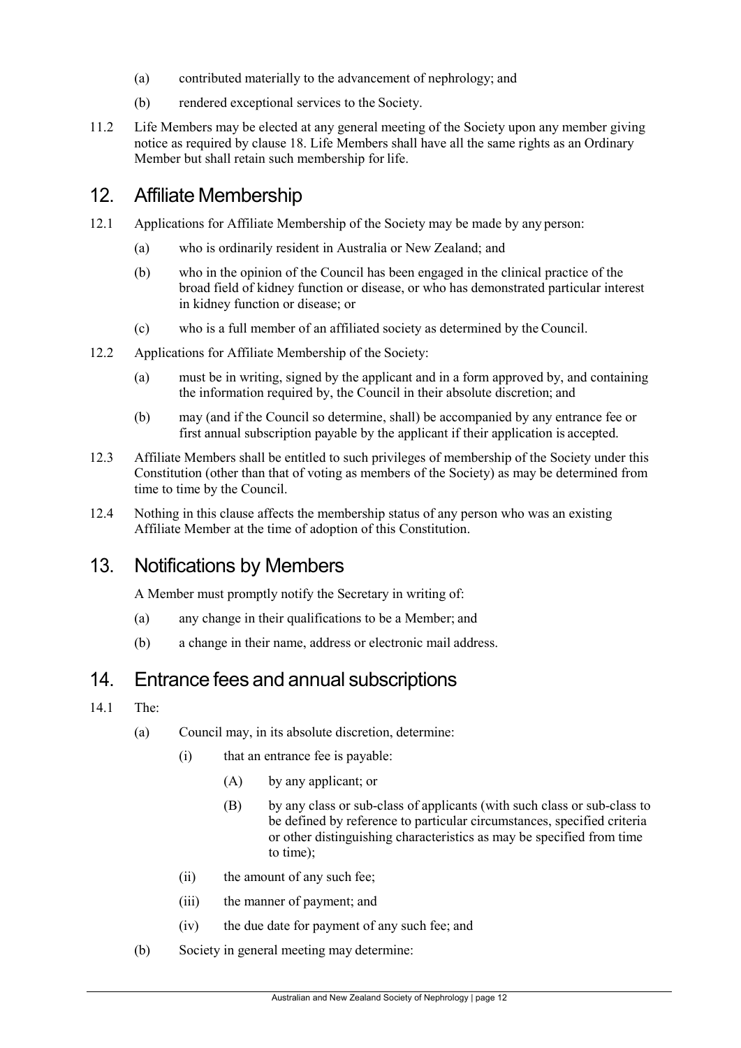(a) contributed materially to the advancement of nephrology; and

(b) rendered exceptional services to the Society.

11.2 Life Members may be elected at any general meeting of the Society upon any member giving notice as required by clause 18. Life Members shall have all the same rights as an Ordinary Member but shall retain such membership for life.

## 12. Affiliate Membership

12.1 Applications for Affiliate Membership of the Society may be made by any person:

(a) who is ordinarily resident in Australia or New Zealand; and

(b) who in the opinion of the Council has been engaged in the clinical practice of the broad field of kidney function or disease, or who has demonstrated particular interest in kidney function or disease; or

(c) who is a full member of an affiliated society as determined by the Council.

12.2 Applications for Affiliate Membership of the Society:

(a) must be in writing, signed by the applicant and in a form approved by, and containing the information required by, the Council in their absolute discretion; and

(b) may (and if the Council so determine, shall) be accompanied by any entrance fee or first annual subscription payable by the applicant if their application is accepted.

12.3 Affiliate Members shall be entitled to such privileges of membership of the Society under this Constitution (other than that of voting as members of the Society) as may be determined from time to time by the Council.

12.4 Nothing in this clause affects the membership status of any person who was an existing Affiliate Member at the time of adoption of this Constitution.

## 13. Notifications by Members

A Member must promptly notify the Secretary in writing of:

(a) any change in their qualifications to be a Member; and

(b) a change in their name, address or electronic mail address.

## 14. Entrance fees and annual subscriptions

14.1 The:

(a) Council may, in its absolute discretion, determine:

(i) that an entrance fee is payable:

(A) by any applicant; or

(B) by any class or sub-class of applicants (with such class or sub-class to be defined by reference to particular circumstances, specified criteria or other distinguishing characteristics as may be specified from time to time);

(ii) the amount of any such fee;

(iii) the manner of payment; and

(iv) the due date for payment of any such fee; and

(b) Society in general meeting may determine: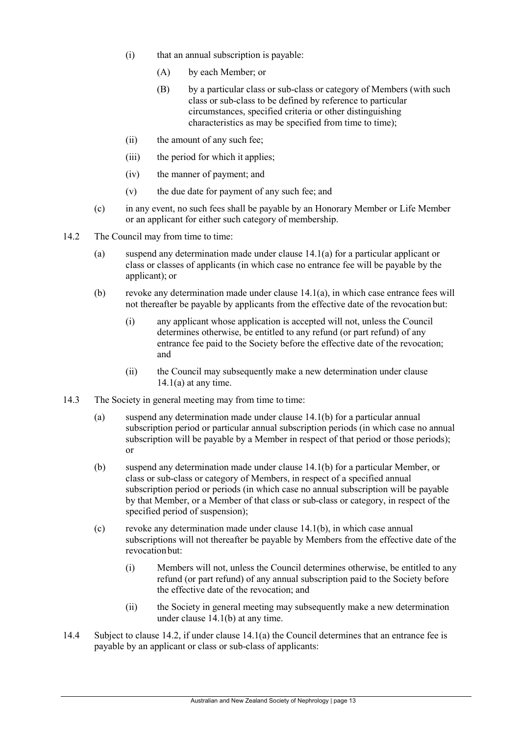(i) that an annual subscription is payable:

(A) by each Member; or

(B) by a particular class or sub-class or category of Members (with such class or sub-class to be defined by reference to particular circumstances, specified criteria or other distinguishing characteristics as may be specified from time to time);

(ii) the amount of any such fee;

(iii) the period for which it applies;

(iv) the manner of payment; and

(v) the due date for payment of any such fee; and

(c) in any event, no such fees shall be payable by an Honorary Member or Life Member or an applicant for either such category of membership.

14.2 The Council may from time to time:

(a) suspend any determination made under clause 14.1(a) for a particular applicant or class or classes of applicants (in which case no entrance fee will be payable by the applicant); or

(b) revoke any determination made under clause 14.1(a), in which case entrance fees will not thereafter be payable by applicants from the effective date of the revocation but:

(i) any applicant whose application is accepted will not, unless the Council determines otherwise, be entitled to any refund (or part refund) of any entrance fee paid to the Society before the effective date of the revocation; and

(ii) the Council may subsequently make a new determination under clause 14.1(a) at any time.

14.3 The Society in general meeting may from time to time:

(a) suspend any determination made under clause 14.1(b) for a particular annual subscription period or particular annual subscription periods (in which case no annual subscription will be payable by a Member in respect of that period or those periods); or

(b) suspend any determination made under clause 14.1(b) for a particular Member, or class or sub-class or category of Members, in respect of a specified annual subscription period or periods (in which case no annual subscription will be payable by that Member, or a Member of that class or sub-class or category, in respect of the specified period of suspension);

(c) revoke any determination made under clause 14.1(b), in which case annual subscriptions will not thereafter be payable by Members from the effective date of the revocation but:

(i) Members will not, unless the Council determines otherwise, be entitled to any refund (or part refund) of any annual subscription paid to the Society before the effective date of the revocation; and

(ii) the Society in general meeting may subsequently make a new determination under clause 14.1(b) at any time.

14.4 Subject to clause 14.2, if under clause 14.1(a) the Council determines that an entrance fee is payable by an applicant or class or sub-class of applicants: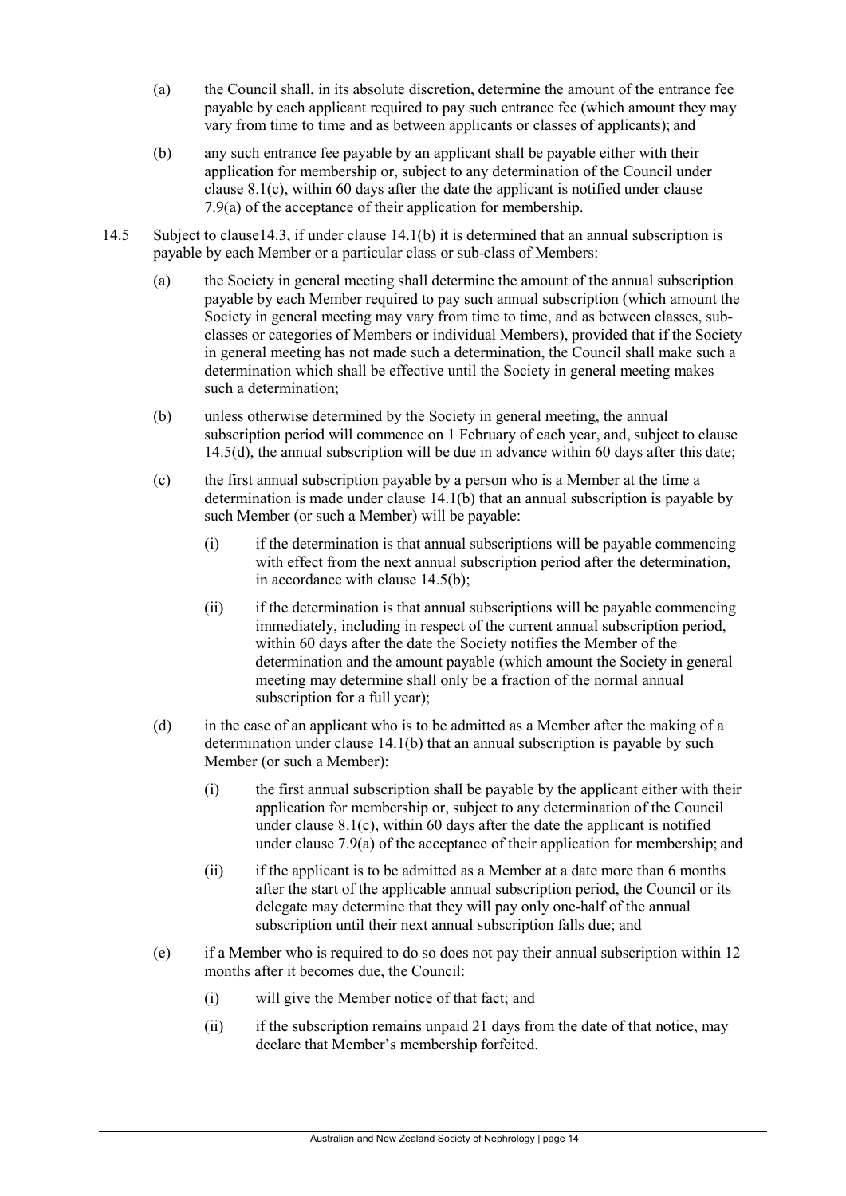(a) the Council shall, in its absolute discretion, determine the amount of the entrance fee payable by each applicant required to pay such entrance fee (which amount they may vary from time to time and as between applicants or classes of applicants); and

(b) any such entrance fee payable by an applicant shall be payable either with their application for membership or, subject to any determination of the Council under clause 8.1(c), within 60 days after the date the applicant is notified under clause 7.9(a) of the acceptance of their application for membership.

14.5 Subject to clause14.3, if under clause 14.1(b) it is determined that an annual subscription is payable by each Member or a particular class or sub-class of Members:

(a) the Society in general meeting shall determine the amount of the annual subscription payable by each Member required to pay such annual subscription (which amount the Society in general meeting may vary from time to time, and as between classes, sub-classes or categories of Members or individual Members), provided that if the Society in general meeting has not made such a determination, the Council shall make such a determination which shall be effective until the Society in general meeting makes such a determination;

(b) unless otherwise determined by the Society in general meeting, the annual subscription period will commence on 1 February of each year, and, subject to clause 14.5(d), the annual subscription will be due in advance within 60 days after this date;

(c) the first annual subscription payable by a person who is a Member at the time a determination is made under clause 14.1(b) that an annual subscription is payable by such Member (or such a Member) will be payable:

(i) if the determination is that annual subscriptions will be payable commencing with effect from the next annual subscription period after the determination, in accordance with clause 14.5(b);

(ii) if the determination is that annual subscriptions will be payable commencing immediately, including in respect of the current annual subscription period, within 60 days after the date the Society notifies the Member of the determination and the amount payable (which amount the Society in general meeting may determine shall only be a fraction of the normal annual subscription for a full year);

(d) in the case of an applicant who is to be admitted as a Member after the making of a determination under clause 14.1(b) that an annual subscription is payable by such Member (or such a Member):

(i) the first annual subscription shall be payable by the applicant either with their application for membership or, subject to any determination of the Council under clause 8.1(c), within 60 days after the date the applicant is notified under clause 7.9(a) of the acceptance of their application for membership; and

(ii) if the applicant is to be admitted as a Member at a date more than 6 months after the start of the applicable annual subscription period, the Council or its delegate may determine that they will pay only one-half of the annual subscription until their next annual subscription falls due; and

(e) if a Member who is required to do so does not pay their annual subscription within 12 months after it becomes due, the Council:

(i) will give the Member notice of that fact; and

(ii) if the subscription remains unpaid 21 days from the date of that notice, may declare that Member's membership forfeited.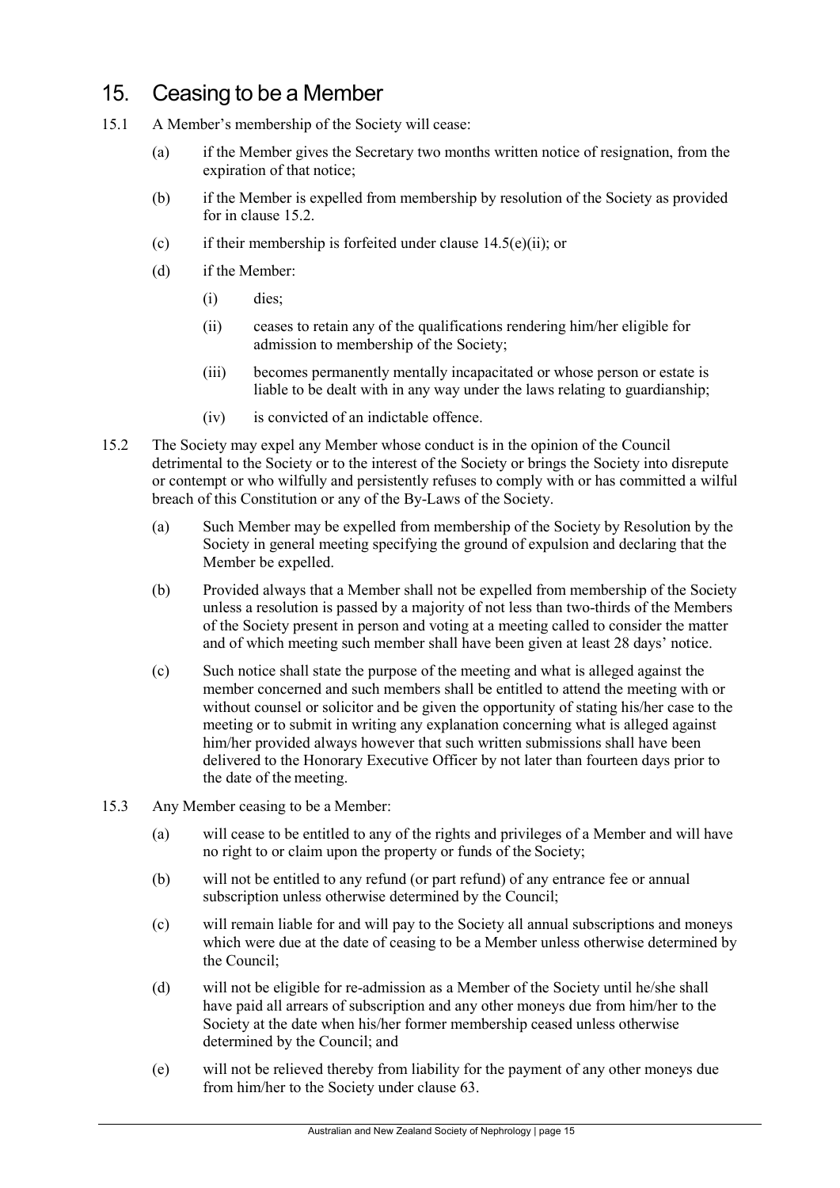## 15. Ceasing to be a Member

15.1 A Member's membership of the Society will cease:

(a) if the Member gives the Secretary two months written notice of resignation, from the expiration of that notice;

(b) if the Member is expelled from membership by resolution of the Society as provided for in clause 15.2.

(c) if their membership is forfeited under clause 14.5(e)(ii); or

(d) if the Member:

(i) dies;

(ii) ceases to retain any of the qualifications rendering him/her eligible for admission to membership of the Society;

(iii) becomes permanently mentally incapacitated or whose person or estate is liable to be dealt with in any way under the laws relating to guardianship;

(iv) is convicted of an indictable offence.

15.2 The Society may expel any Member whose conduct is in the opinion of the Council detrimental to the Society or to the interest of the Society or brings the Society into disrepute or contempt or who wilfully and persistently refuses to comply with or has committed a wilful breach of this Constitution or any of the By-Laws of the Society.

(a) Such Member may be expelled from membership of the Society by Resolution by the Society in general meeting specifying the ground of expulsion and declaring that the Member be expelled.

(b) Provided always that a Member shall not be expelled from membership of the Society unless a resolution is passed by a majority of not less than two-thirds of the Members of the Society present in person and voting at a meeting called to consider the matter and of which meeting such member shall have been given at least 28 days' notice.

(c) Such notice shall state the purpose of the meeting and what is alleged against the member concerned and such members shall be entitled to attend the meeting with or without counsel or solicitor and be given the opportunity of stating his/her case to the meeting or to submit in writing any explanation concerning what is alleged against him/her provided always however that such written submissions shall have been delivered to the Honorary Executive Officer by not later than fourteen days prior to the date of the meeting.

15.3 Any Member ceasing to be a Member:

(a) will cease to be entitled to any of the rights and privileges of a Member and will have no right to or claim upon the property or funds of the Society;

(b) will not be entitled to any refund (or part refund) of any entrance fee or annual subscription unless otherwise determined by the Council;

(c) will remain liable for and will pay to the Society all annual subscriptions and moneys which were due at the date of ceasing to be a Member unless otherwise determined by the Council;

(d) will not be eligible for re-admission as a Member of the Society until he/she shall have paid all arrears of subscription and any other moneys due from him/her to the Society at the date when his/her former membership ceased unless otherwise determined by the Council; and

(e) will not be relieved thereby from liability for the payment of any other moneys due from him/her to the Society under clause 63.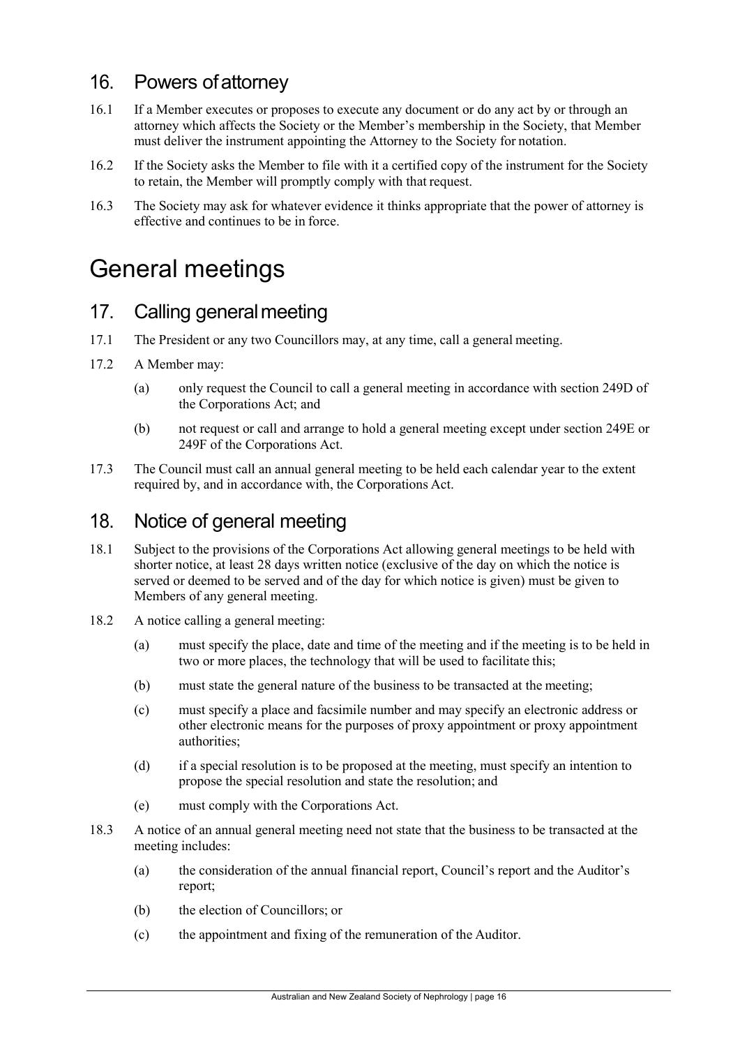## 16. Powers of attorney

16.1 If a Member executes or proposes to execute any document or do any act by or through an attorney which affects the Society or the Member's membership in the Society, that Member must deliver the instrument appointing the Attorney to the Society for notation.

16.2 If the Society asks the Member to file with it a certified copy of the instrument for the Society to retain, the Member will promptly comply with that request.

16.3 The Society may ask for whatever evidence it thinks appropriate that the power of attorney is effective and continues to be in force.

# General meetings

## 17. Calling general meeting

17.1 The President or any two Councillors may, at any time, call a general meeting.

17.2 A Member may:

(a) only request the Council to call a general meeting in accordance with section 249D of the Corporations Act; and

(b) not request or call and arrange to hold a general meeting except under section 249E or 249F of the Corporations Act.

17.3 The Council must call an annual general meeting to be held each calendar year to the extent required by, and in accordance with, the Corporations Act.

## 18. Notice of general meeting

18.1 Subject to the provisions of the Corporations Act allowing general meetings to be held with shorter notice, at least 28 days written notice (exclusive of the day on which the notice is served or deemed to be served and of the day for which notice is given) must be given to Members of any general meeting.

18.2 A notice calling a general meeting:

(a) must specify the place, date and time of the meeting and if the meeting is to be held in two or more places, the technology that will be used to facilitate this;

(b) must state the general nature of the business to be transacted at the meeting;

(c) must specify a place and facsimile number and may specify an electronic address or other electronic means for the purposes of proxy appointment or proxy appointment authorities;

(d) if a special resolution is to be proposed at the meeting, must specify an intention to propose the special resolution and state the resolution; and

(e) must comply with the Corporations Act.

18.3 A notice of an annual general meeting need not state that the business to be transacted at the meeting includes:

(a) the consideration of the annual financial report, Council's report and the Auditor's report;

(b) the election of Councillors; or

(c) the appointment and fixing of the remuneration of the Auditor.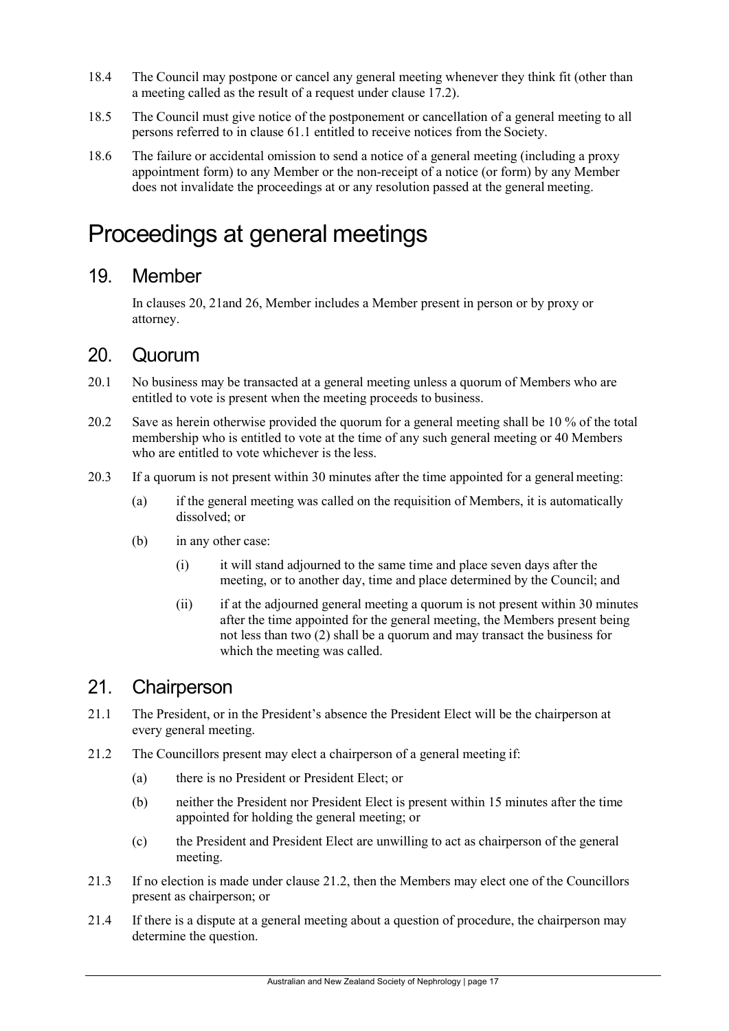18.4 The Council may postpone or cancel any general meeting whenever they think fit (other than a meeting called as the result of a request under clause 17.2).

18.5 The Council must give notice of the postponement or cancellation of a general meeting to all persons referred to in clause 61.1 entitled to receive notices from the Society.

18.6 The failure or accidental omission to send a notice of a general meeting (including a proxy appointment form) to any Member or the non-receipt of a notice (or form) by any Member does not invalidate the proceedings at or any resolution passed at the general meeting.

# Proceedings at general meetings

## 19. Member

In clauses 20, 21and 26, Member includes a Member present in person or by proxy or attorney.

## 20. Quorum

20.1 No business may be transacted at a general meeting unless a quorum of Members who are entitled to vote is present when the meeting proceeds to business.

20.2 Save as herein otherwise provided the quorum for a general meeting shall be 10 % of the total membership who is entitled to vote at the time of any such general meeting or 40 Members who are entitled to vote whichever is the less.

20.3 If a quorum is not present within 30 minutes after the time appointed for a general meeting:

(a) if the general meeting was called on the requisition of Members, it is automatically dissolved; or

(b) in any other case:

(i) it will stand adjourned to the same time and place seven days after the meeting, or to another day, time and place determined by the Council; and

(ii) if at the adjourned general meeting a quorum is not present within 30 minutes after the time appointed for the general meeting, the Members present being not less than two (2) shall be a quorum and may transact the business for which the meeting was called.

## 21. Chairperson

21.1 The President, or in the President's absence the President Elect will be the chairperson at every general meeting.

21.2 The Councillors present may elect a chairperson of a general meeting if:

(a) there is no President or President Elect; or

(b) neither the President nor President Elect is present within 15 minutes after the time appointed for holding the general meeting; or

(c) the President and President Elect are unwilling to act as chairperson of the general meeting.

21.3 If no election is made under clause 21.2, then the Members may elect one of the Councillors present as chairperson; or

21.4 If there is a dispute at a general meeting about a question of procedure, the chairperson may determine the question.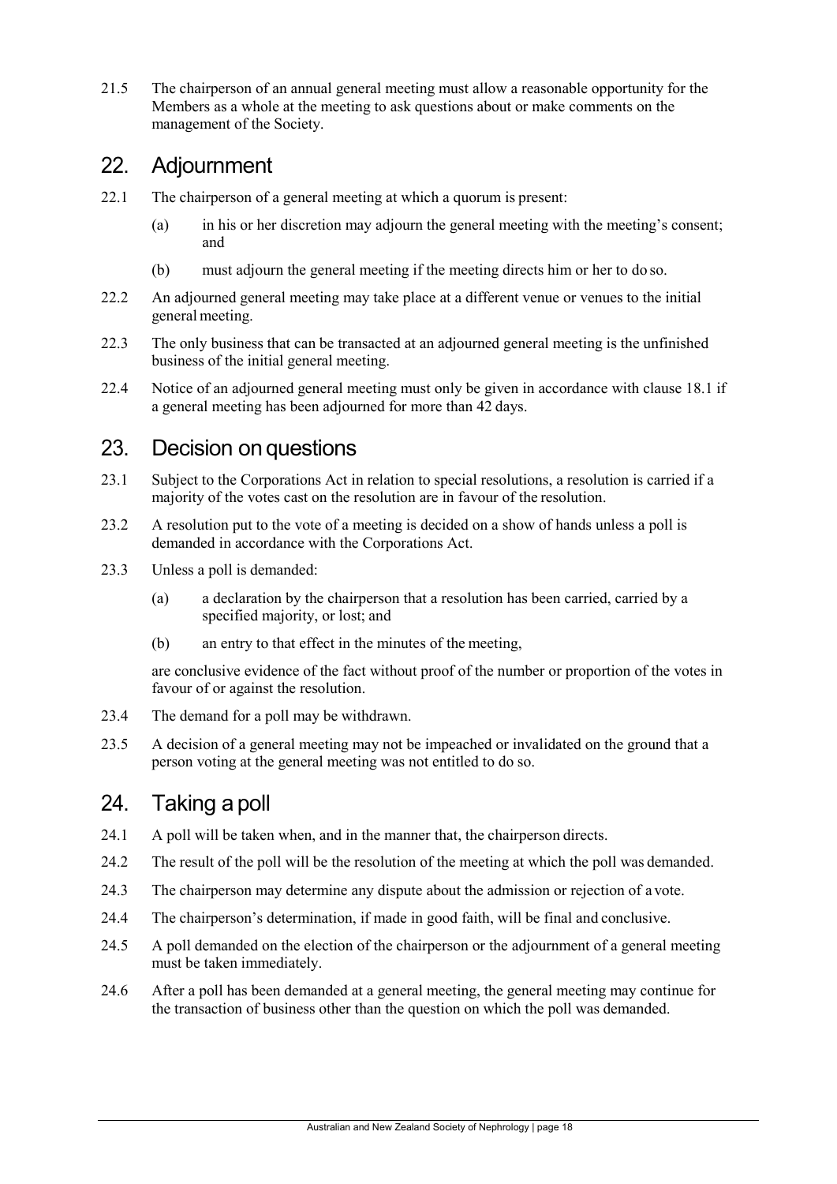21.5 The chairperson of an annual general meeting must allow a reasonable opportunity for the Members as a whole at the meeting to ask questions about or make comments on the management of the Society.

## 22. Adjournment

22.1 The chairperson of a general meeting at which a quorum is present:

(a) in his or her discretion may adjourn the general meeting with the meeting's consent; and

(b) must adjourn the general meeting if the meeting directs him or her to do so.

22.2 An adjourned general meeting may take place at a different venue or venues to the initial general meeting.

22.3 The only business that can be transacted at an adjourned general meeting is the unfinished business of the initial general meeting.

22.4 Notice of an adjourned general meeting must only be given in accordance with clause 18.1 if a general meeting has been adjourned for more than 42 days.

## 23. Decision on questions

23.1 Subject to the Corporations Act in relation to special resolutions, a resolution is carried if a majority of the votes cast on the resolution are in favour of the resolution.

23.2 A resolution put to the vote of a meeting is decided on a show of hands unless a poll is demanded in accordance with the Corporations Act.

23.3 Unless a poll is demanded:

(a) a declaration by the chairperson that a resolution has been carried, carried by a specified majority, or lost; and

(b) an entry to that effect in the minutes of the meeting,

are conclusive evidence of the fact without proof of the number or proportion of the votes in favour of or against the resolution.

23.4 The demand for a poll may be withdrawn.

23.5 A decision of a general meeting may not be impeached or invalidated on the ground that a person voting at the general meeting was not entitled to do so.

## 24. Taking a poll

24.1 A poll will be taken when, and in the manner that, the chairperson directs.

24.2 The result of the poll will be the resolution of the meeting at which the poll was demanded.

24.3 The chairperson may determine any dispute about the admission or rejection of a vote.

24.4 The chairperson's determination, if made in good faith, will be final and conclusive.

24.5 A poll demanded on the election of the chairperson or the adjournment of a general meeting must be taken immediately.

24.6 After a poll has been demanded at a general meeting, the general meeting may continue for the transaction of business other than the question on which the poll was demanded.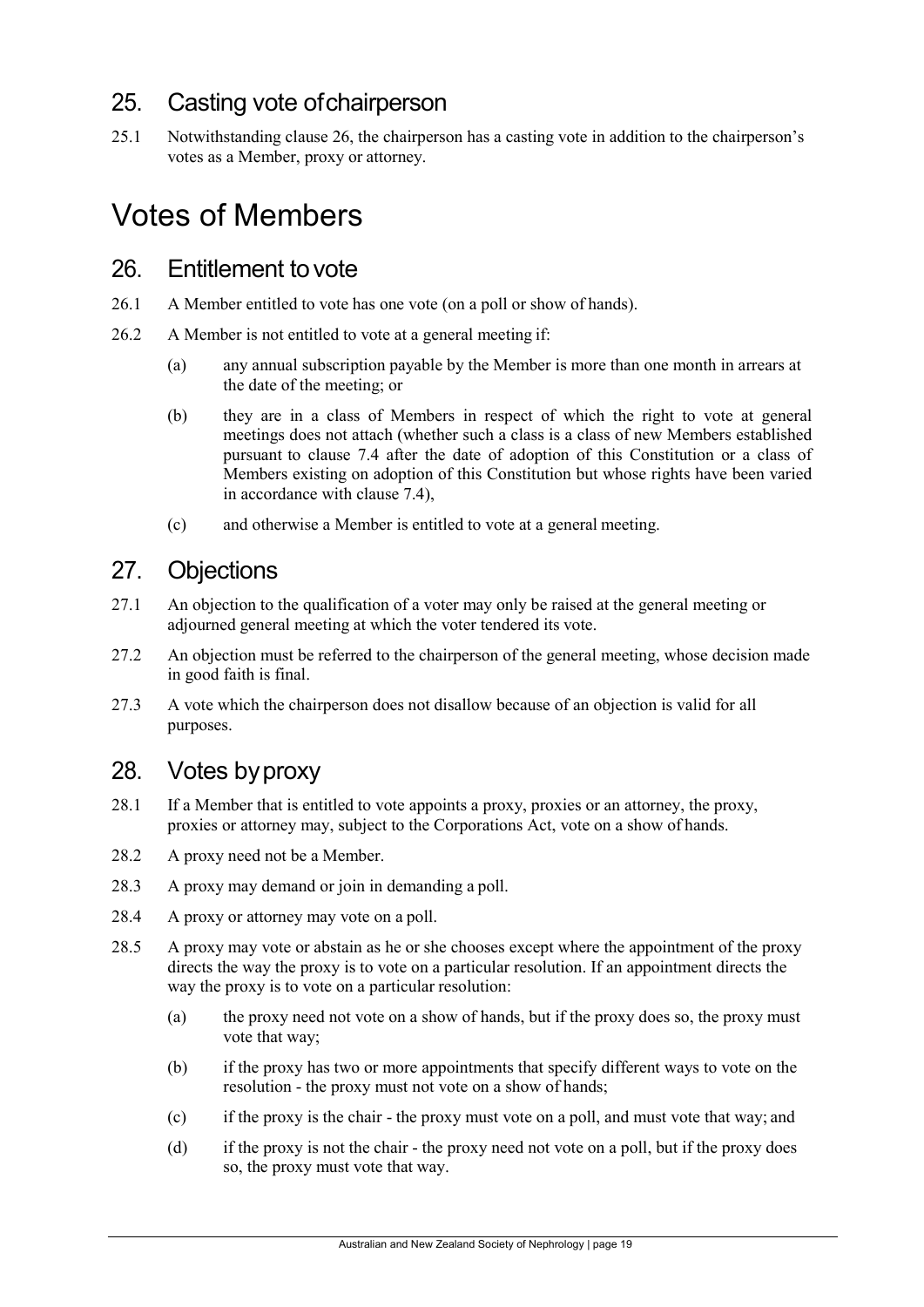## 25. Casting vote of chairperson

25.1 Notwithstanding clause 26, the chairperson has a casting vote in addition to the chairperson's votes as a Member, proxy or attorney.

# Votes of Members

## 26. Entitlement to vote

26.1 A Member entitled to vote has one vote (on a poll or show of hands).

26.2 A Member is not entitled to vote at a general meeting if:

(a) any annual subscription payable by the Member is more than one month in arrears at the date of the meeting; or

(b) they are in a class of Members in respect of which the right to vote at general meetings does not attach (whether such a class is a class of new Members established pursuant to clause 7.4 after the date of adoption of this Constitution or a class of Members existing on adoption of this Constitution but whose rights have been varied in accordance with clause 7.4),

(c) and otherwise a Member is entitled to vote at a general meeting.

## 27. Objections

27.1 An objection to the qualification of a voter may only be raised at the general meeting or adjourned general meeting at which the voter tendered its vote.

27.2 An objection must be referred to the chairperson of the general meeting, whose decision made in good faith is final.

27.3 A vote which the chairperson does not disallow because of an objection is valid for all purposes.

## 28. Votes by proxy

28.1 If a Member that is entitled to vote appoints a proxy, proxies or an attorney, the proxy, proxies or attorney may, subject to the Corporations Act, vote on a show of hands.

28.2 A proxy need not be a Member.

28.3 A proxy may demand or join in demanding a poll.

28.4 A proxy or attorney may vote on a poll.

28.5 A proxy may vote or abstain as he or she chooses except where the appointment of the proxy directs the way the proxy is to vote on a particular resolution. If an appointment directs the way the proxy is to vote on a particular resolution:

(a) the proxy need not vote on a show of hands, but if the proxy does so, the proxy must vote that way;

(b) if the proxy has two or more appointments that specify different ways to vote on the resolution - the proxy must not vote on a show of hands;

(c) if the proxy is the chair - the proxy must vote on a poll, and must vote that way; and

(d) if the proxy is not the chair - the proxy need not vote on a poll, but if the proxy does so, the proxy must vote that way.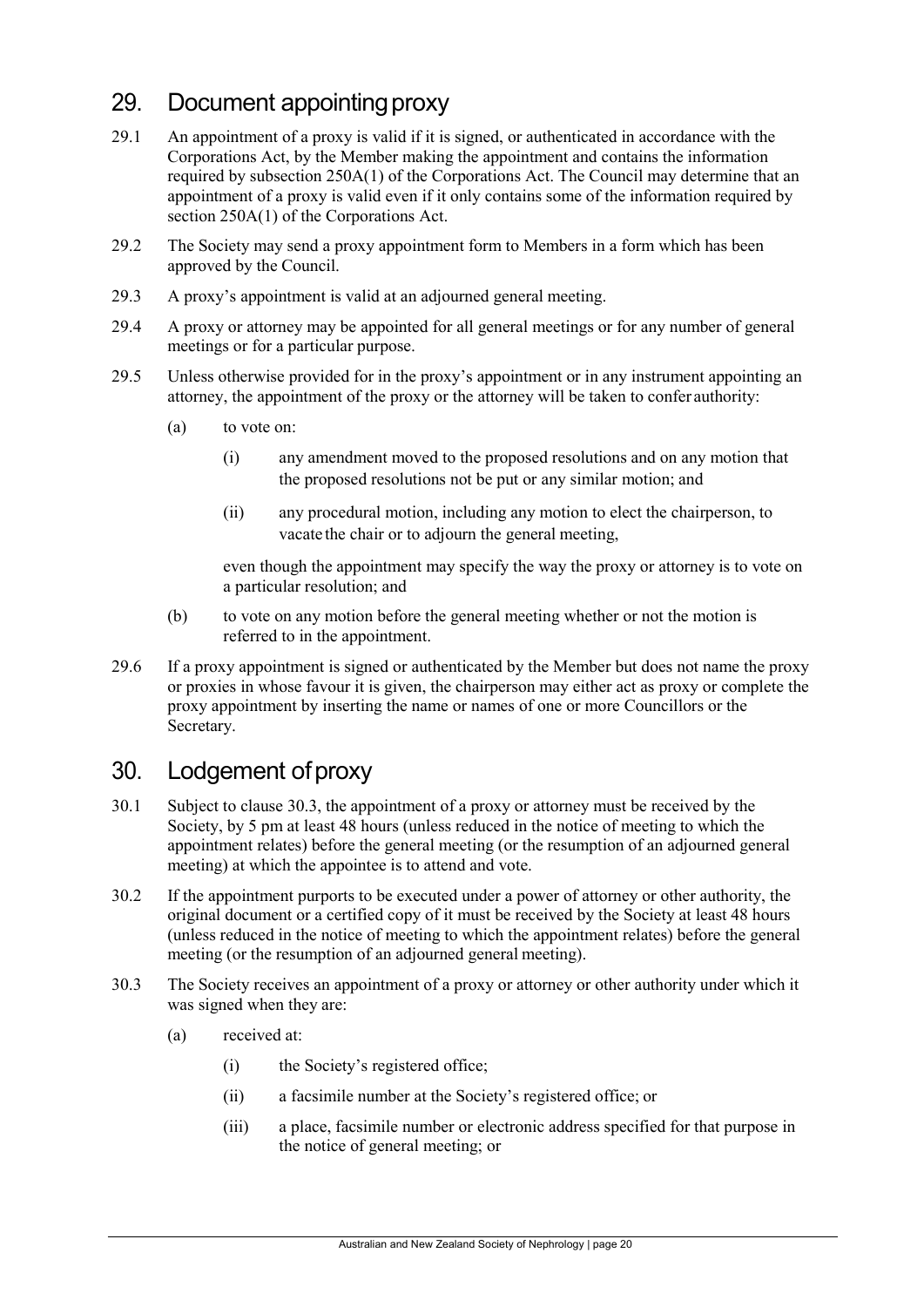## 29. Document appointing proxy

29.1 An appointment of a proxy is valid if it is signed, or authenticated in accordance with the Corporations Act, by the Member making the appointment and contains the information required by subsection 250A(1) of the Corporations Act. The Council may determine that an appointment of a proxy is valid even if it only contains some of the information required by section 250A(1) of the Corporations Act.

29.2 The Society may send a proxy appointment form to Members in a form which has been approved by the Council.

29.3 A proxy's appointment is valid at an adjourned general meeting.

29.4 A proxy or attorney may be appointed for all general meetings or for any number of general meetings or for a particular purpose.

29.5 Unless otherwise provided for in the proxy's appointment or in any instrument appointing an attorney, the appointment of the proxy or the attorney will be taken to confer authority:

(a) to vote on:

(i) any amendment moved to the proposed resolutions and on any motion that the proposed resolutions not be put or any similar motion; and

(ii) any procedural motion, including any motion to elect the chairperson, to vacate the chair or to adjourn the general meeting,

even though the appointment may specify the way the proxy or attorney is to vote on a particular resolution; and

(b) to vote on any motion before the general meeting whether or not the motion is referred to in the appointment.

29.6 If a proxy appointment is signed or authenticated by the Member but does not name the proxy or proxies in whose favour it is given, the chairperson may either act as proxy or complete the proxy appointment by inserting the name or names of one or more Councillors or the Secretary.

## 30. Lodgement of proxy

30.1 Subject to clause 30.3, the appointment of a proxy or attorney must be received by the Society, by 5 pm at least 48 hours (unless reduced in the notice of meeting to which the appointment relates) before the general meeting (or the resumption of an adjourned general meeting) at which the appointee is to attend and vote.

30.2 If the appointment purports to be executed under a power of attorney or other authority, the original document or a certified copy of it must be received by the Society at least 48 hours (unless reduced in the notice of meeting to which the appointment relates) before the general meeting (or the resumption of an adjourned general meeting).

30.3 The Society receives an appointment of a proxy or attorney or other authority under which it was signed when they are:

(a) received at:

(i) the Society's registered office;

(ii) a facsimile number at the Society's registered office; or

(iii) a place, facsimile number or electronic address specified for that purpose in the notice of general meeting; or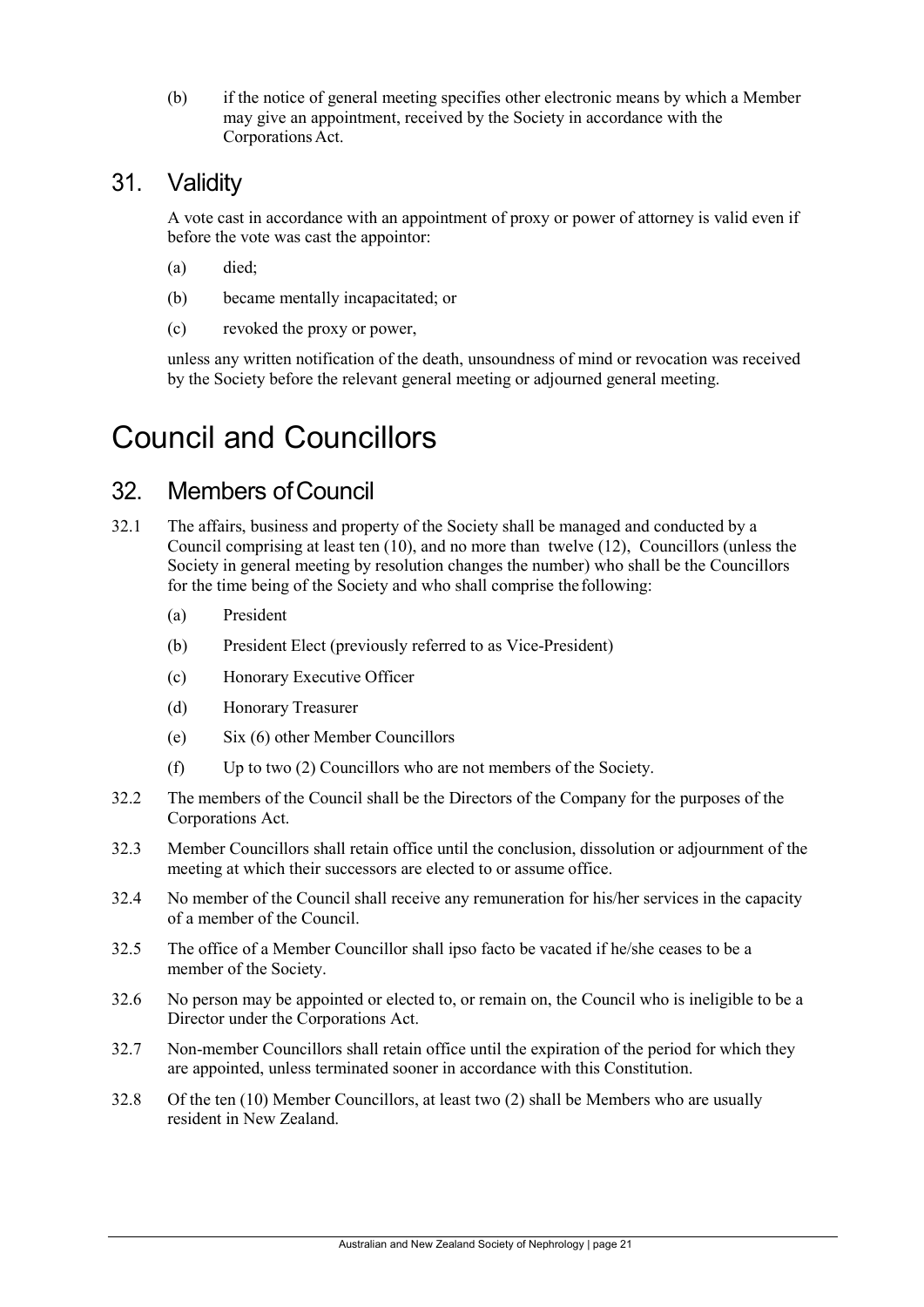(b) if the notice of general meeting specifies other electronic means by which a Member may give an appointment, received by the Society in accordance with the Corporations Act.

## 31. Validity

A vote cast in accordance with an appointment of proxy or power of attorney is valid even if before the vote was cast the appointor:

(a) died;

(b) became mentally incapacitated; or

(c) revoked the proxy or power,

unless any written notification of the death, unsoundness of mind or revocation was received by the Society before the relevant general meeting or adjourned general meeting.

# Council and Councillors

## 32. Members of Council

32.1 The affairs, business and property of the Society shall be managed and conducted by a Council comprising at least ten (10), and no more than twelve (12), Councillors (unless the Society in general meeting by resolution changes the number) who shall be the Councillors for the time being of the Society and who shall comprise the following:

(a) President

(b) President Elect (previously referred to as Vice-President)

(c) Honorary Executive Officer

(d) Honorary Treasurer

(e) Six (6) other Member Councillors

(f) Up to two (2) Councillors who are not members of the Society.

32.2 The members of the Council shall be the Directors of the Company for the purposes of the Corporations Act.

32.3 Member Councillors shall retain office until the conclusion, dissolution or adjournment of the meeting at which their successors are elected to or assume office.

32.4 No member of the Council shall receive any remuneration for his/her services in the capacity of a member of the Council.

32.5 The office of a Member Councillor shall ipso facto be vacated if he/she ceases to be a member of the Society.

32.6 No person may be appointed or elected to, or remain on, the Council who is ineligible to be a Director under the Corporations Act.

32.7 Non-member Councillors shall retain office until the expiration of the period for which they are appointed, unless terminated sooner in accordance with this Constitution.

32.8 Of the ten (10) Member Councillors, at least two (2) shall be Members who are usually resident in New Zealand.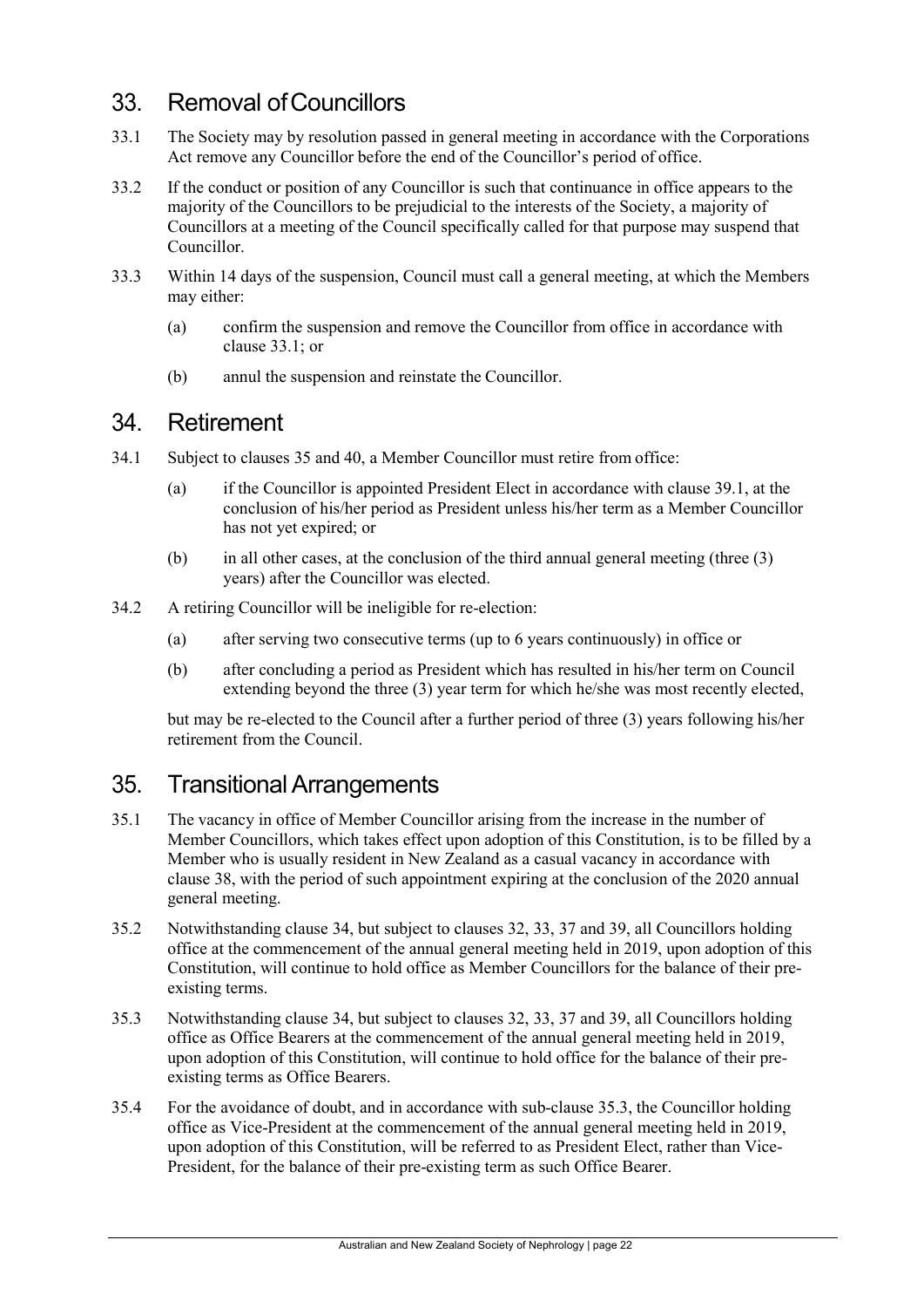## 33. Removal of Councillors

33.1 The Society may by resolution passed in general meeting in accordance with the Corporations Act remove any Councillor before the end of the Councillor's period of office.

33.2 If the conduct or position of any Councillor is such that continuance in office appears to the majority of the Councillors to be prejudicial to the interests of the Society, a majority of Councillors at a meeting of the Council specifically called for that purpose may suspend that Councillor.

33.3 Within 14 days of the suspension, Council must call a general meeting, at which the Members may either:

(a) confirm the suspension and remove the Councillor from office in accordance with clause 33.1; or

(b) annul the suspension and reinstate the Councillor.

## 34. Retirement

34.1 Subject to clauses 35 and 40, a Member Councillor must retire from office:

(a) if the Councillor is appointed President Elect in accordance with clause 39.1, at the conclusion of his/her period as President unless his/her term as a Member Councillor has not yet expired; or

(b) in all other cases, at the conclusion of the third annual general meeting (three (3) years) after the Councillor was elected.

34.2 A retiring Councillor will be ineligible for re-election:

(a) after serving two consecutive terms (up to 6 years continuously) in office or

(b) after concluding a period as President which has resulted in his/her term on Council extending beyond the three (3) year term for which he/she was most recently elected,

but may be re-elected to the Council after a further period of three (3) years following his/her retirement from the Council.

## 35. Transitional Arrangements

35.1 The vacancy in office of Member Councillor arising from the increase in the number of Member Councillors, which takes effect upon adoption of this Constitution, is to be filled by a Member who is usually resident in New Zealand as a casual vacancy in accordance with clause 38, with the period of such appointment expiring at the conclusion of the 2020 annual general meeting.

35.2 Notwithstanding clause 34, but subject to clauses 32, 33, 37 and 39, all Councillors holding office at the commencement of the annual general meeting held in 2019, upon adoption of this Constitution, will continue to hold office as Member Councillors for the balance of their pre-existing terms.

35.3 Notwithstanding clause 34, but subject to clauses 32, 33, 37 and 39, all Councillors holding office as Office Bearers at the commencement of the annual general meeting held in 2019, upon adoption of this Constitution, will continue to hold office for the balance of their pre-existing terms as Office Bearers.

35.4 For the avoidance of doubt, and in accordance with sub-clause 35.3, the Councillor holding office as Vice-President at the commencement of the annual general meeting held in 2019, upon adoption of this Constitution, will be referred to as President Elect, rather than Vice-President, for the balance of their pre-existing term as such Office Bearer.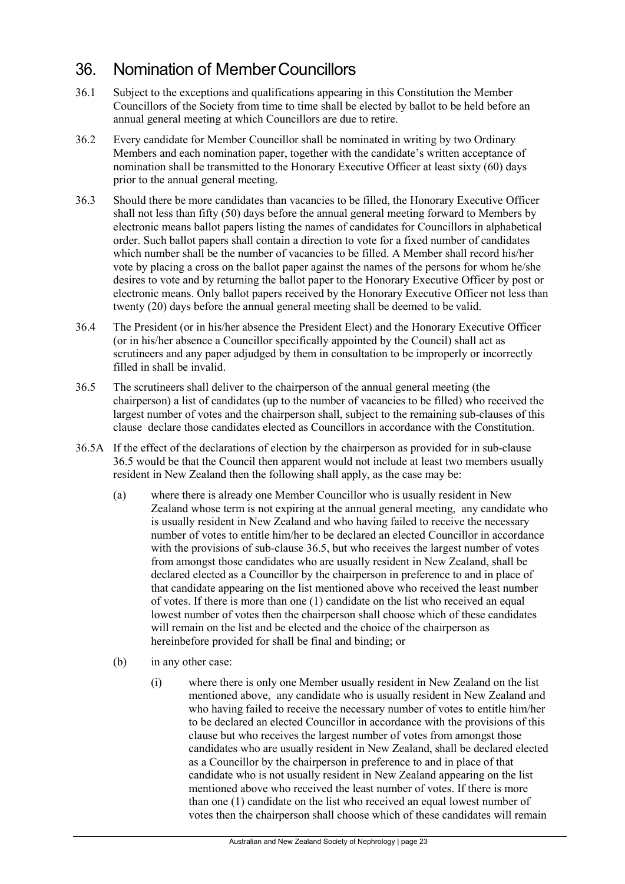# 36. Nomination of Member Councillors

36.1 Subject to the exceptions and qualifications appearing in this Constitution the Member Councillors of the Society from time to time shall be elected by ballot to be held before an annual general meeting at which Councillors are due to retire.

36.2 Every candidate for Member Councillor shall be nominated in writing by two Ordinary Members and each nomination paper, together with the candidate's written acceptance of nomination shall be transmitted to the Honorary Executive Officer at least sixty (60) days prior to the annual general meeting.

36.3 Should there be more candidates than vacancies to be filled, the Honorary Executive Officer shall not less than fifty (50) days before the annual general meeting forward to Members by electronic means ballot papers listing the names of candidates for Councillors in alphabetical order. Such ballot papers shall contain a direction to vote for a fixed number of candidates which number shall be the number of vacancies to be filled. A Member shall record his/her vote by placing a cross on the ballot paper against the names of the persons for whom he/she desires to vote and by returning the ballot paper to the Honorary Executive Officer by post or electronic means. Only ballot papers received by the Honorary Executive Officer not less than twenty (20) days before the annual general meeting shall be deemed to be valid.

36.4 The President (or in his/her absence the President Elect) and the Honorary Executive Officer (or in his/her absence a Councillor specifically appointed by the Council) shall act as scrutineers and any paper adjudged by them in consultation to be improperly or incorrectly filled in shall be invalid.

36.5 The scrutineers shall deliver to the chairperson of the annual general meeting (the chairperson) a list of candidates (up to the number of vacancies to be filled) who received the largest number of votes and the chairperson shall, subject to the remaining sub-clauses of this clause declare those candidates elected as Councillors in accordance with the Constitution.

36.5A If the effect of the declarations of election by the chairperson as provided for in sub-clause 36.5 would be that the Council then apparent would not include at least two members usually resident in New Zealand then the following shall apply, as the case may be:

(a) where there is already one Member Councillor who is usually resident in New Zealand whose term is not expiring at the annual general meeting, any candidate who is usually resident in New Zealand and who having failed to receive the necessary number of votes to entitle him/her to be declared an elected Councillor in accordance with the provisions of sub-clause 36.5, but who receives the largest number of votes from amongst those candidates who are usually resident in New Zealand, shall be declared elected as a Councillor by the chairperson in preference to and in place of that candidate appearing on the list mentioned above who received the least number of votes. If there is more than one (1) candidate on the list who received an equal lowest number of votes then the chairperson shall choose which of these candidates will remain on the list and be elected and the choice of the chairperson as hereinbefore provided for shall be final and binding; or

(b) in any other case:

(i) where there is only one Member usually resident in New Zealand on the list mentioned above, any candidate who is usually resident in New Zealand and who having failed to receive the necessary number of votes to entitle him/her to be declared an elected Councillor in accordance with the provisions of this clause but who receives the largest number of votes from amongst those candidates who are usually resident in New Zealand, shall be declared elected as a Councillor by the chairperson in preference to and in place of that candidate who is not usually resident in New Zealand appearing on the list mentioned above who received the least number of votes. If there is more than one (1) candidate on the list who received an equal lowest number of votes then the chairperson shall choose which of these candidates will remain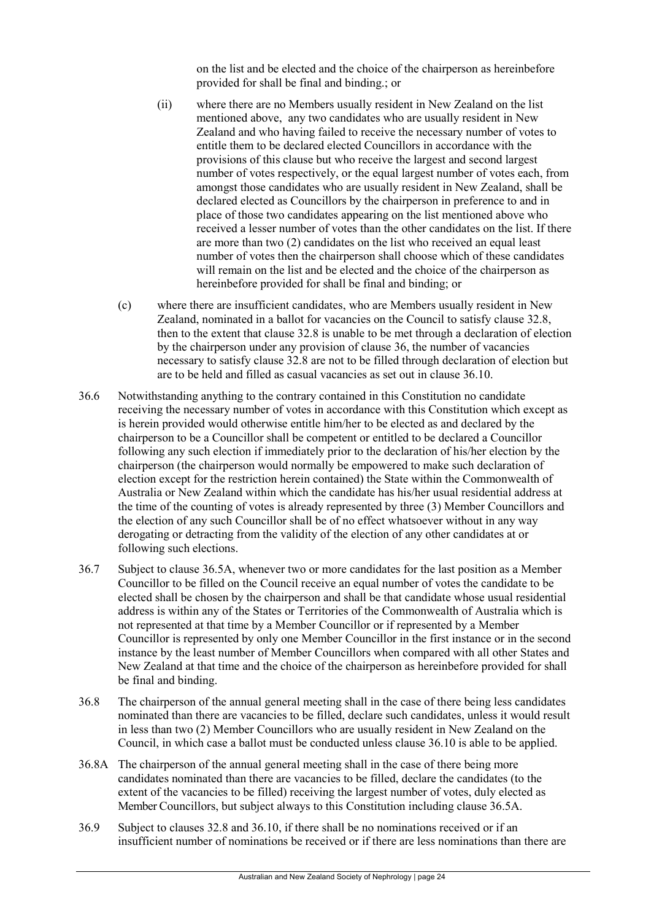on the list and be elected and the choice of the chairperson as hereinbefore provided for shall be final and binding.; or

(ii) where there are no Members usually resident in New Zealand on the list mentioned above, any two candidates who are usually resident in New Zealand and who having failed to receive the necessary number of votes to entitle them to be declared elected Councillors in accordance with the provisions of this clause but who receive the largest and second largest number of votes respectively, or the equal largest number of votes each, from amongst those candidates who are usually resident in New Zealand, shall be declared elected as Councillors by the chairperson in preference to and in place of those two candidates appearing on the list mentioned above who received a lesser number of votes than the other candidates on the list. If there are more than two (2) candidates on the list who received an equal least number of votes then the chairperson shall choose which of these candidates will remain on the list and be elected and the choice of the chairperson as hereinbefore provided for shall be final and binding; or

(c) where there are insufficient candidates, who are Members usually resident in New Zealand, nominated in a ballot for vacancies on the Council to satisfy clause 32.8, then to the extent that clause 32.8 is unable to be met through a declaration of election by the chairperson under any provision of clause 36, the number of vacancies necessary to satisfy clause 32.8 are not to be filled through declaration of election but are to be held and filled as casual vacancies as set out in clause 36.10.

36.6 Notwithstanding anything to the contrary contained in this Constitution no candidate receiving the necessary number of votes in accordance with this Constitution which except as is herein provided would otherwise entitle him/her to be elected as and declared by the chairperson to be a Councillor shall be competent or entitled to be declared a Councillor following any such election if immediately prior to the declaration of his/her election by the chairperson (the chairperson would normally be empowered to make such declaration of election except for the restriction herein contained) the State within the Commonwealth of Australia or New Zealand within which the candidate has his/her usual residential address at the time of the counting of votes is already represented by three (3) Member Councillors and the election of any such Councillor shall be of no effect whatsoever without in any way derogating or detracting from the validity of the election of any other candidates at or following such elections.

36.7 Subject to clause 36.5A, whenever two or more candidates for the last position as a Member Councillor to be filled on the Council receive an equal number of votes the candidate to be elected shall be chosen by the chairperson and shall be that candidate whose usual residential address is within any of the States or Territories of the Commonwealth of Australia which is not represented at that time by a Member Councillor or if represented by a Member Councillor is represented by only one Member Councillor in the first instance or in the second instance by the least number of Member Councillors when compared with all other States and New Zealand at that time and the choice of the chairperson as hereinbefore provided for shall be final and binding.

36.8 The chairperson of the annual general meeting shall in the case of there being less candidates nominated than there are vacancies to be filled, declare such candidates, unless it would result in less than two (2) Member Councillors who are usually resident in New Zealand on the Council, in which case a ballot must be conducted unless clause 36.10 is able to be applied.

36.8A The chairperson of the annual general meeting shall in the case of there being more candidates nominated than there are vacancies to be filled, declare the candidates (to the extent of the vacancies to be filled) receiving the largest number of votes, duly elected as Member Councillors, but subject always to this Constitution including clause 36.5A.

36.9 Subject to clauses 32.8 and 36.10, if there shall be no nominations received or if an insufficient number of nominations be received or if there are less nominations than there are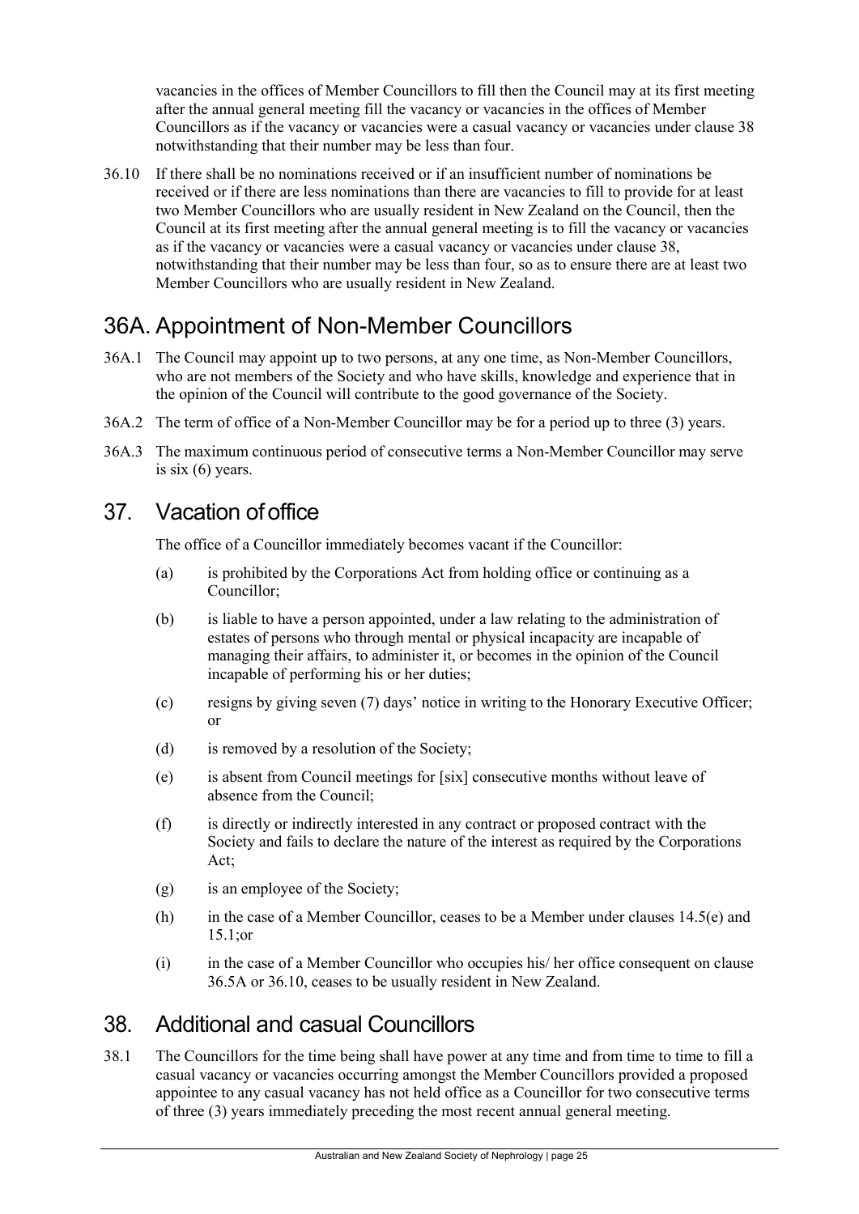vacancies in the offices of Member Councillors to fill then the Council may at its first meeting after the annual general meeting fill the vacancy or vacancies in the offices of Member Councillors as if the vacancy or vacancies were a casual vacancy or vacancies under clause 38 notwithstanding that their number may be less than four.

36.10 If there shall be no nominations received or if an insufficient number of nominations be received or if there are less nominations than there are vacancies to fill to provide for at least two Member Councillors who are usually resident in New Zealand on the Council, then the Council at its first meeting after the annual general meeting is to fill the vacancy or vacancies as if the vacancy or vacancies were a casual vacancy or vacancies under clause 38, notwithstanding that their number may be less than four, so as to ensure there are at least two Member Councillors who are usually resident in New Zealand.

## 36A. Appointment of Non-Member Councillors

36A.1 The Council may appoint up to two persons, at any one time, as Non-Member Councillors, who are not members of the Society and who have skills, knowledge and experience that in the opinion of the Council will contribute to the good governance of the Society.

36A.2 The term of office of a Non-Member Councillor may be for a period up to three (3) years.

36A.3 The maximum continuous period of consecutive terms a Non-Member Councillor may serve is six (6) years.

## 37. Vacation of office

The office of a Councillor immediately becomes vacant if the Councillor:

(a) is prohibited by the Corporations Act from holding office or continuing as a Councillor;

(b) is liable to have a person appointed, under a law relating to the administration of estates of persons who through mental or physical incapacity are incapable of managing their affairs, to administer it, or becomes in the opinion of the Council incapable of performing his or her duties;

(c) resigns by giving seven (7) days' notice in writing to the Honorary Executive Officer; or

(d) is removed by a resolution of the Society;

(e) is absent from Council meetings for [six] consecutive months without leave of absence from the Council;

(f) is directly or indirectly interested in any contract or proposed contract with the Society and fails to declare the nature of the interest as required by the Corporations Act;

(g) is an employee of the Society;

(h) in the case of a Member Councillor, ceases to be a Member under clauses 14.5(e) and 15.1;or

(i) in the case of a Member Councillor who occupies his/ her office consequent on clause 36.5A or 36.10, ceases to be usually resident in New Zealand.

## 38. Additional and casual Councillors

38.1 The Councillors for the time being shall have power at any time and from time to time to fill a casual vacancy or vacancies occurring amongst the Member Councillors provided a proposed appointee to any casual vacancy has not held office as a Councillor for two consecutive terms of three (3) years immediately preceding the most recent annual general meeting.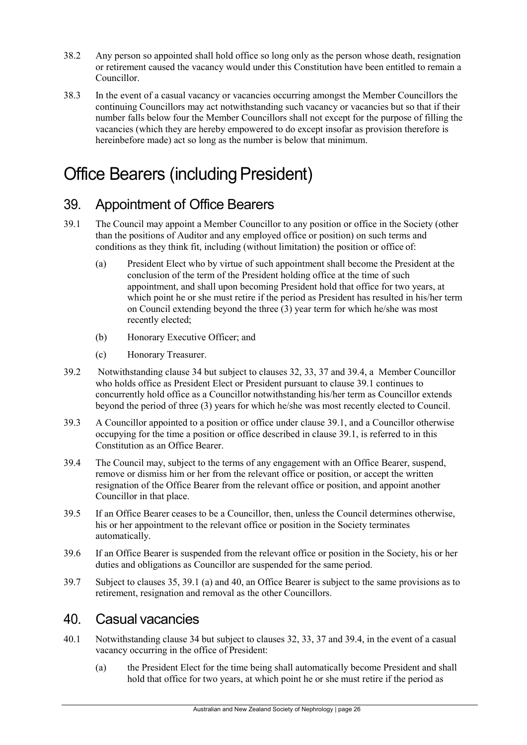38.2 Any person so appointed shall hold office so long only as the person whose death, resignation or retirement caused the vacancy would under this Constitution have been entitled to remain a Councillor.

38.3 In the event of a casual vacancy or vacancies occurring amongst the Member Councillors the continuing Councillors may act notwithstanding such vacancy or vacancies but so that if their number falls below four the Member Councillors shall not except for the purpose of filling the vacancies (which they are hereby empowered to do except insofar as provision therefore is hereinbefore made) act so long as the number is below that minimum.

# Office Bearers (including President)

## 39. Appointment of Office Bearers

39.1 The Council may appoint a Member Councillor to any position or office in the Society (other than the positions of Auditor and any employed office or position) on such terms and conditions as they think fit, including (without limitation) the position or office of:

(a) President Elect who by virtue of such appointment shall become the President at the conclusion of the term of the President holding office at the time of such appointment, and shall upon becoming President hold that office for two years, at which point he or she must retire if the period as President has resulted in his/her term on Council extending beyond the three (3) year term for which he/she was most recently elected;

(b) Honorary Executive Officer; and

(c) Honorary Treasurer.

39.2 Notwithstanding clause 34 but subject to clauses 32, 33, 37 and 39.4, a Member Councillor who holds office as President Elect or President pursuant to clause 39.1 continues to concurrently hold office as a Councillor notwithstanding his/her term as Councillor extends beyond the period of three (3) years for which he/she was most recently elected to Council.

39.3 A Councillor appointed to a position or office under clause 39.1, and a Councillor otherwise occupying for the time a position or office described in clause 39.1, is referred to in this Constitution as an Office Bearer.

39.4 The Council may, subject to the terms of any engagement with an Office Bearer, suspend, remove or dismiss him or her from the relevant office or position, or accept the written resignation of the Office Bearer from the relevant office or position, and appoint another Councillor in that place.

39.5 If an Office Bearer ceases to be a Councillor, then, unless the Council determines otherwise, his or her appointment to the relevant office or position in the Society terminates automatically.

39.6 If an Office Bearer is suspended from the relevant office or position in the Society, his or her duties and obligations as Councillor are suspended for the same period.

39.7 Subject to clauses 35, 39.1 (a) and 40, an Office Bearer is subject to the same provisions as to retirement, resignation and removal as the other Councillors.

## 40. Casual vacancies

40.1 Notwithstanding clause 34 but subject to clauses 32, 33, 37 and 39.4, in the event of a casual vacancy occurring in the office of President:

(a) the President Elect for the time being shall automatically become President and shall hold that office for two years, at which point he or she must retire if the period as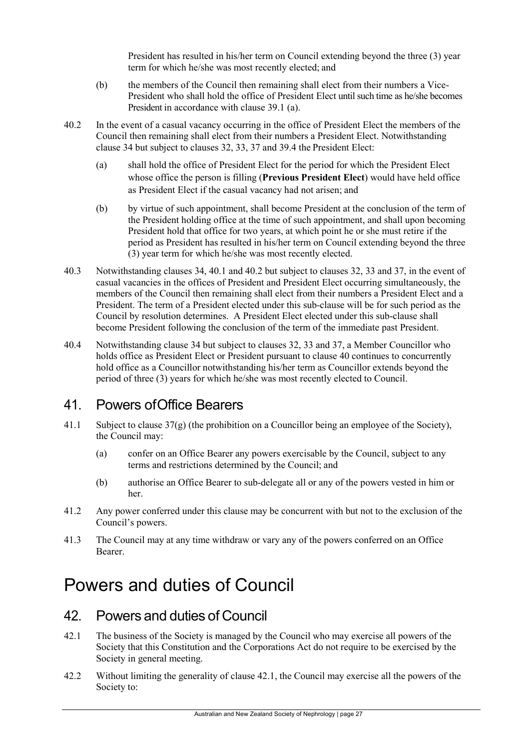President has resulted in his/her term on Council extending beyond the three (3) year term for which he/she was most recently elected; and

(b) the members of the Council then remaining shall elect from their numbers a Vice-President who shall hold the office of President Elect until such time as he/she becomes President in accordance with clause 39.1 (a).

40.2 In the event of a casual vacancy occurring in the office of President Elect the members of the Council then remaining shall elect from their numbers a President Elect. Notwithstanding clause 34 but subject to clauses 32, 33, 37 and 39.4 the President Elect:

(a) shall hold the office of President Elect for the period for which the President Elect whose office the person is filling (**Previous President Elect**) would have held office as President Elect if the casual vacancy had not arisen; and

(b) by virtue of such appointment, shall become President at the conclusion of the term of the President holding office at the time of such appointment, and shall upon becoming President hold that office for two years, at which point he or she must retire if the period as President has resulted in his/her term on Council extending beyond the three (3) year term for which he/she was most recently elected.

40.3 Notwithstanding clauses 34, 40.1 and 40.2 but subject to clauses 32, 33 and 37, in the event of casual vacancies in the offices of President and President Elect occurring simultaneously, the members of the Council then remaining shall elect from their numbers a President Elect and a President. The term of a President elected under this sub-clause will be for such period as the Council by resolution determines. A President Elect elected under this sub-clause shall become President following the conclusion of the term of the immediate past President.

40.4 Notwithstanding clause 34 but subject to clauses 32, 33 and 37, a Member Councillor who holds office as President Elect or President pursuant to clause 40 continues to concurrently hold office as a Councillor notwithstanding his/her term as Councillor extends beyond the period of three (3) years for which he/she was most recently elected to Council.

## 41. Powers of Office Bearers

41.1 Subject to clause 37(g) (the prohibition on a Councillor being an employee of the Society), the Council may:

(a) confer on an Office Bearer any powers exercisable by the Council, subject to any terms and restrictions determined by the Council; and

(b) authorise an Office Bearer to sub-delegate all or any of the powers vested in him or her.

41.2 Any power conferred under this clause may be concurrent with but not to the exclusion of the Council's powers.

41.3 The Council may at any time withdraw or vary any of the powers conferred on an Office Bearer.

# Powers and duties of Council

## 42. Powers and duties of Council

42.1 The business of the Society is managed by the Council who may exercise all powers of the Society that this Constitution and the Corporations Act do not require to be exercised by the Society in general meeting.

42.2 Without limiting the generality of clause 42.1, the Council may exercise all the powers of the Society to: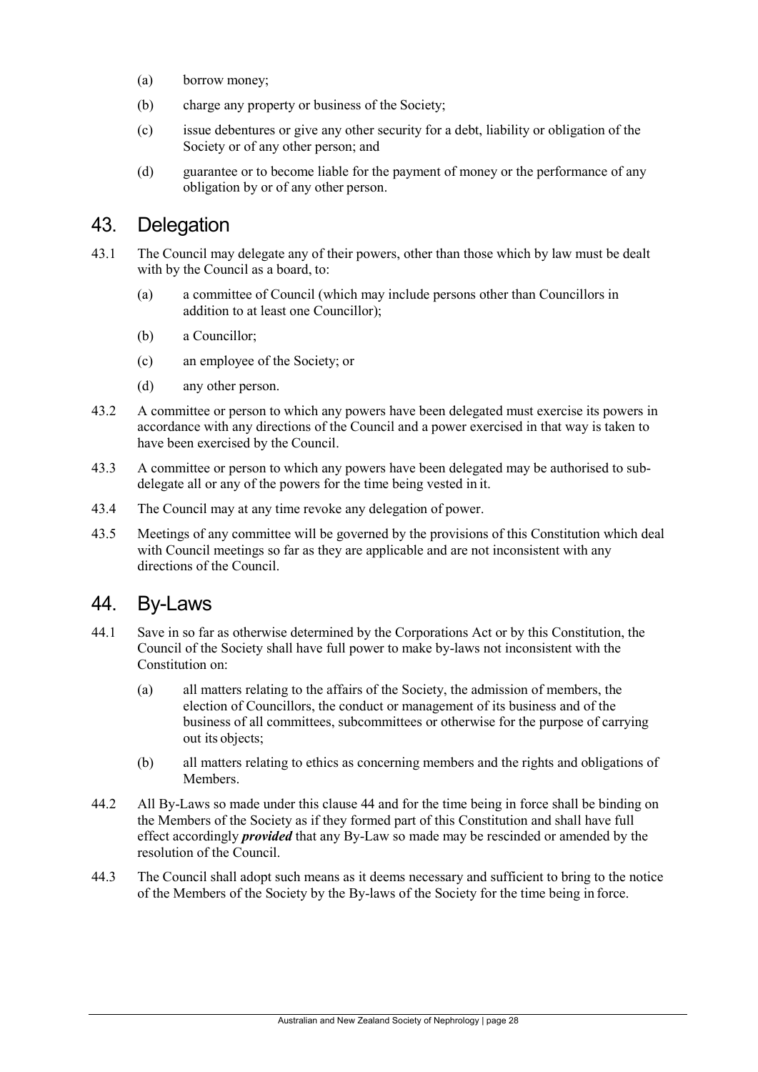(a) borrow money;

(b) charge any property or business of the Society;

(c) issue debentures or give any other security for a debt, liability or obligation of the Society or of any other person; and

(d) guarantee or to become liable for the payment of money or the performance of any obligation by or of any other person.

# 43. Delegation

43.1 The Council may delegate any of their powers, other than those which by law must be dealt with by the Council as a board, to:

(a) a committee of Council (which may include persons other than Councillors in addition to at least one Councillor);

(b) a Councillor;

(c) an employee of the Society; or

(d) any other person.

43.2 A committee or person to which any powers have been delegated must exercise its powers in accordance with any directions of the Council and a power exercised in that way is taken to have been exercised by the Council.

43.3 A committee or person to which any powers have been delegated may be authorised to sub-delegate all or any of the powers for the time being vested in it.

43.4 The Council may at any time revoke any delegation of power.

43.5 Meetings of any committee will be governed by the provisions of this Constitution which deal with Council meetings so far as they are applicable and are not inconsistent with any directions of the Council.

# 44. By-Laws

44.1 Save in so far as otherwise determined by the Corporations Act or by this Constitution, the Council of the Society shall have full power to make by-laws not inconsistent with the Constitution on:

(a) all matters relating to the affairs of the Society, the admission of members, the election of Councillors, the conduct or management of its business and of the business of all committees, subcommittees or otherwise for the purpose of carrying out its objects;

(b) all matters relating to ethics as concerning members and the rights and obligations of Members.

44.2 All By-Laws so made under this clause 44 and for the time being in force shall be binding on the Members of the Society as if they formed part of this Constitution and shall have full effect accordingly ***provided*** that any By-Law so made may be rescinded or amended by the resolution of the Council.

44.3 The Council shall adopt such means as it deems necessary and sufficient to bring to the notice of the Members of the Society by the By-laws of the Society for the time being in force.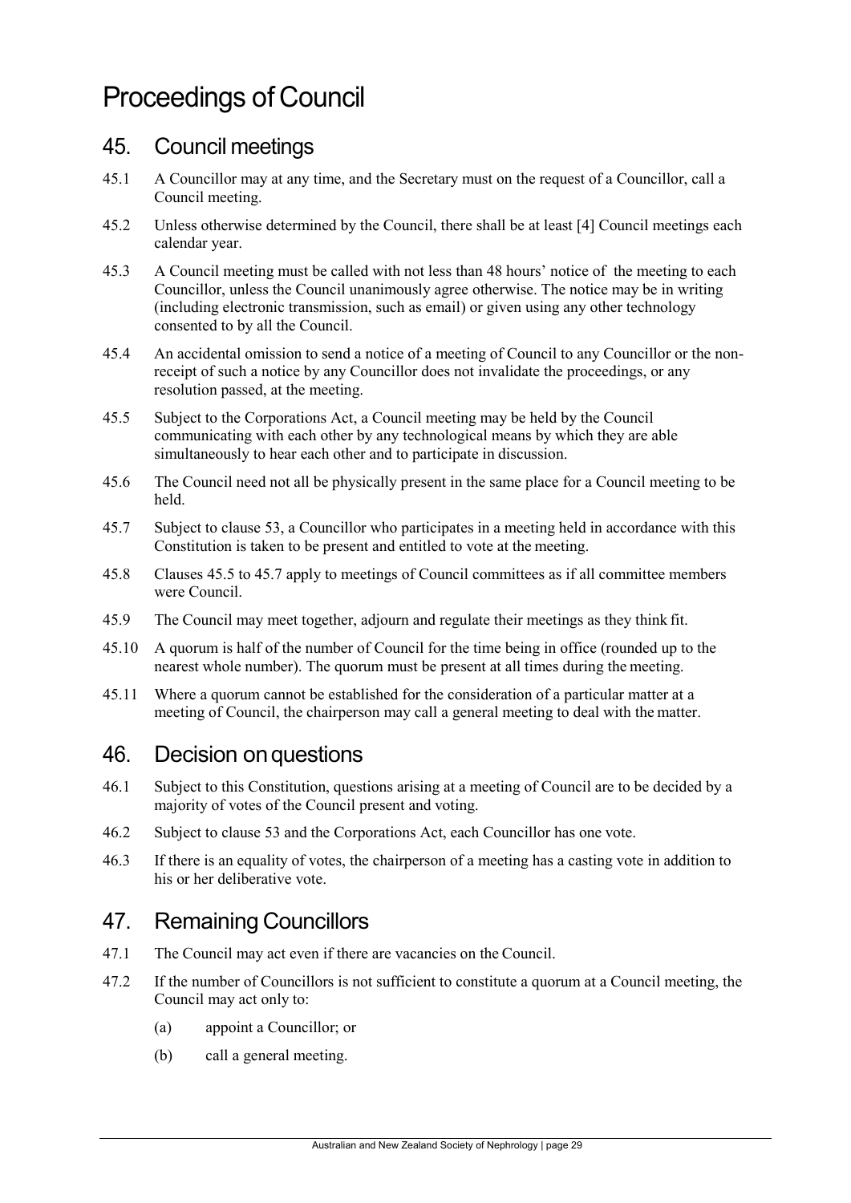# Proceedings of Council

## 45. Council meetings

45.1 A Councillor may at any time, and the Secretary must on the request of a Councillor, call a Council meeting.

45.2 Unless otherwise determined by the Council, there shall be at least [4] Council meetings each calendar year.

45.3 A Council meeting must be called with not less than 48 hours' notice of the meeting to each Councillor, unless the Council unanimously agree otherwise. The notice may be in writing (including electronic transmission, such as email) or given using any other technology consented to by all the Council.

45.4 An accidental omission to send a notice of a meeting of Council to any Councillor or the non-receipt of such a notice by any Councillor does not invalidate the proceedings, or any resolution passed, at the meeting.

45.5 Subject to the Corporations Act, a Council meeting may be held by the Council communicating with each other by any technological means by which they are able simultaneously to hear each other and to participate in discussion.

45.6 The Council need not all be physically present in the same place for a Council meeting to be held.

45.7 Subject to clause 53, a Councillor who participates in a meeting held in accordance with this Constitution is taken to be present and entitled to vote at the meeting.

45.8 Clauses 45.5 to 45.7 apply to meetings of Council committees as if all committee members were Council.

45.9 The Council may meet together, adjourn and regulate their meetings as they think fit.

45.10 A quorum is half of the number of Council for the time being in office (rounded up to the nearest whole number). The quorum must be present at all times during the meeting.

45.11 Where a quorum cannot be established for the consideration of a particular matter at a meeting of Council, the chairperson may call a general meeting to deal with the matter.

## 46. Decision on questions

46.1 Subject to this Constitution, questions arising at a meeting of Council are to be decided by a majority of votes of the Council present and voting.

46.2 Subject to clause 53 and the Corporations Act, each Councillor has one vote.

46.3 If there is an equality of votes, the chairperson of a meeting has a casting vote in addition to his or her deliberative vote.

## 47. Remaining Councillors

47.1 The Council may act even if there are vacancies on the Council.

47.2 If the number of Councillors is not sufficient to constitute a quorum at a Council meeting, the Council may act only to:

(a) appoint a Councillor; or

(b) call a general meeting.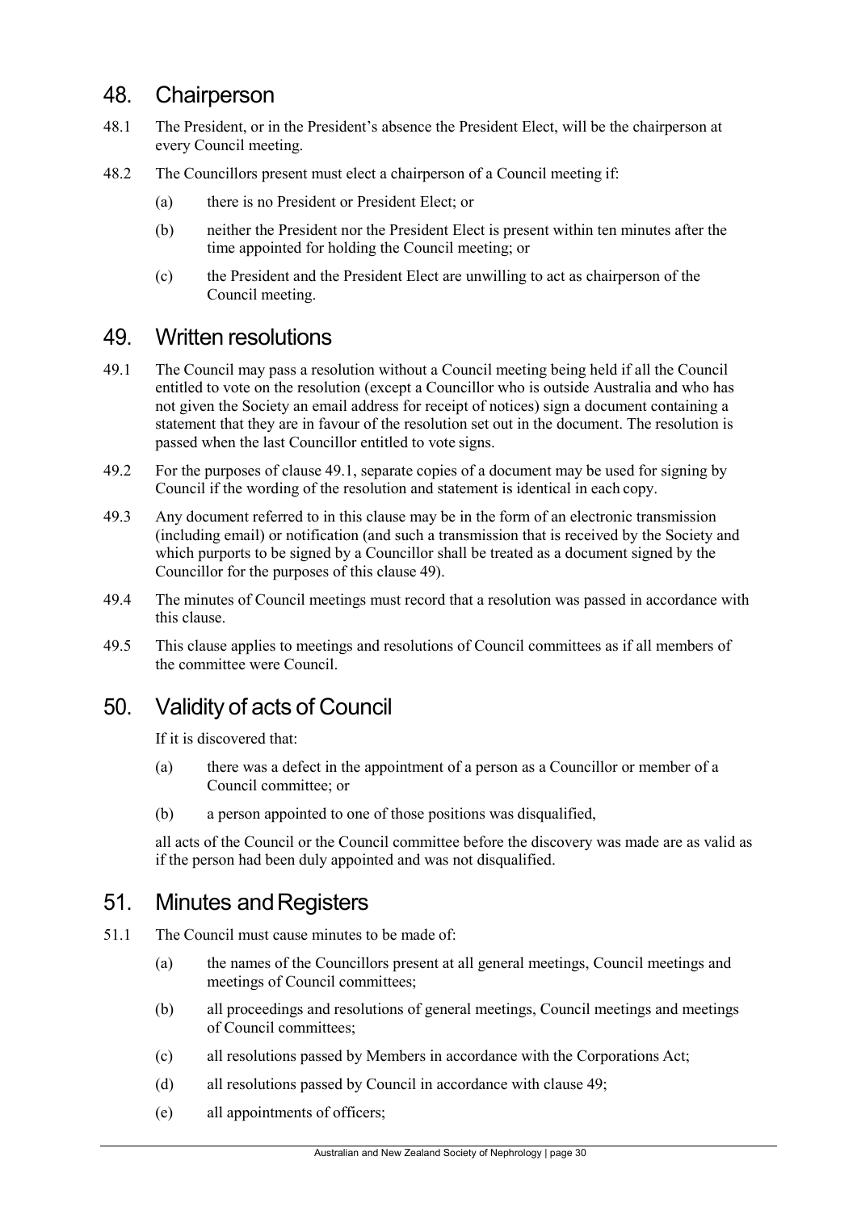## 48. Chairperson

48.1 The President, or in the President's absence the President Elect, will be the chairperson at every Council meeting.

48.2 The Councillors present must elect a chairperson of a Council meeting if:

(a) there is no President or President Elect; or

(b) neither the President nor the President Elect is present within ten minutes after the time appointed for holding the Council meeting; or

(c) the President and the President Elect are unwilling to act as chairperson of the Council meeting.

## 49. Written resolutions

49.1 The Council may pass a resolution without a Council meeting being held if all the Council entitled to vote on the resolution (except a Councillor who is outside Australia and who has not given the Society an email address for receipt of notices) sign a document containing a statement that they are in favour of the resolution set out in the document. The resolution is passed when the last Councillor entitled to vote signs.

49.2 For the purposes of clause 49.1, separate copies of a document may be used for signing by Council if the wording of the resolution and statement is identical in each copy.

49.3 Any document referred to in this clause may be in the form of an electronic transmission (including email) or notification (and such a transmission that is received by the Society and which purports to be signed by a Councillor shall be treated as a document signed by the Councillor for the purposes of this clause 49).

49.4 The minutes of Council meetings must record that a resolution was passed in accordance with this clause.

49.5 This clause applies to meetings and resolutions of Council committees as if all members of the committee were Council.

## 50. Validity of acts of Council

If it is discovered that:

(a) there was a defect in the appointment of a person as a Councillor or member of a Council committee; or

(b) a person appointed to one of those positions was disqualified,

all acts of the Council or the Council committee before the discovery was made are as valid as if the person had been duly appointed and was not disqualified.

## 51. Minutes and Registers

51.1 The Council must cause minutes to be made of:

(a) the names of the Councillors present at all general meetings, Council meetings and meetings of Council committees;

(b) all proceedings and resolutions of general meetings, Council meetings and meetings of Council committees;

(c) all resolutions passed by Members in accordance with the Corporations Act;

(d) all resolutions passed by Council in accordance with clause 49;

(e) all appointments of officers;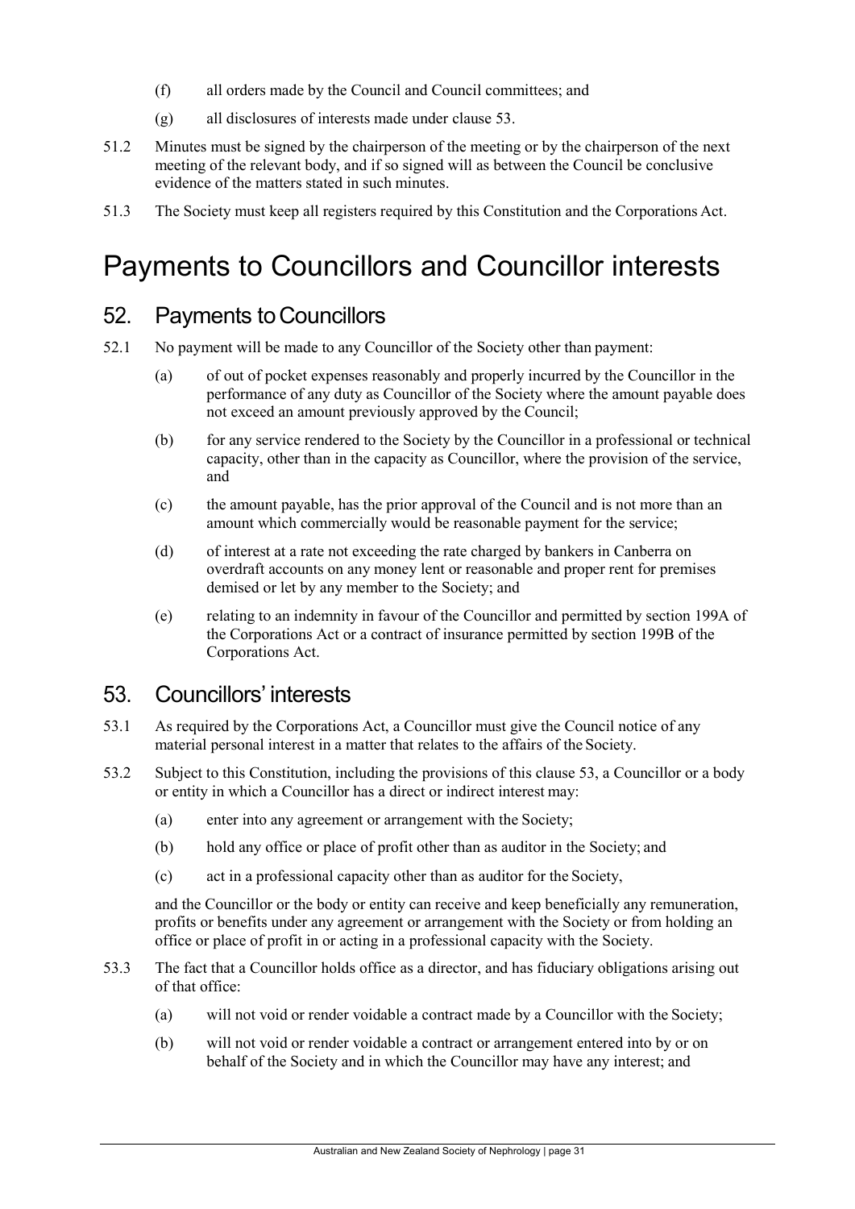(f) all orders made by the Council and Council committees; and

(g) all disclosures of interests made under clause 53.

51.2 Minutes must be signed by the chairperson of the meeting or by the chairperson of the next meeting of the relevant body, and if so signed will as between the Council be conclusive evidence of the matters stated in such minutes.

51.3 The Society must keep all registers required by this Constitution and the Corporations Act.

# Payments to Councillors and Councillor interests

## 52. Payments to Councillors

52.1 No payment will be made to any Councillor of the Society other than payment:

(a) of out of pocket expenses reasonably and properly incurred by the Councillor in the performance of any duty as Councillor of the Society where the amount payable does not exceed an amount previously approved by the Council;

(b) for any service rendered to the Society by the Councillor in a professional or technical capacity, other than in the capacity as Councillor, where the provision of the service, and

(c) the amount payable, has the prior approval of the Council and is not more than an amount which commercially would be reasonable payment for the service;

(d) of interest at a rate not exceeding the rate charged by bankers in Canberra on overdraft accounts on any money lent or reasonable and proper rent for premises demised or let by any member to the Society; and

(e) relating to an indemnity in favour of the Councillor and permitted by section 199A of the Corporations Act or a contract of insurance permitted by section 199B of the Corporations Act.

## 53. Councillors' interests

53.1 As required by the Corporations Act, a Councillor must give the Council notice of any material personal interest in a matter that relates to the affairs of the Society.

53.2 Subject to this Constitution, including the provisions of this clause 53, a Councillor or a body or entity in which a Councillor has a direct or indirect interest may:

(a) enter into any agreement or arrangement with the Society;

(b) hold any office or place of profit other than as auditor in the Society; and

(c) act in a professional capacity other than as auditor for the Society,

and the Councillor or the body or entity can receive and keep beneficially any remuneration, profits or benefits under any agreement or arrangement with the Society or from holding an office or place of profit in or acting in a professional capacity with the Society.

53.3 The fact that a Councillor holds office as a director, and has fiduciary obligations arising out of that office:

(a) will not void or render voidable a contract made by a Councillor with the Society;

(b) will not void or render voidable a contract or arrangement entered into by or on behalf of the Society and in which the Councillor may have any interest; and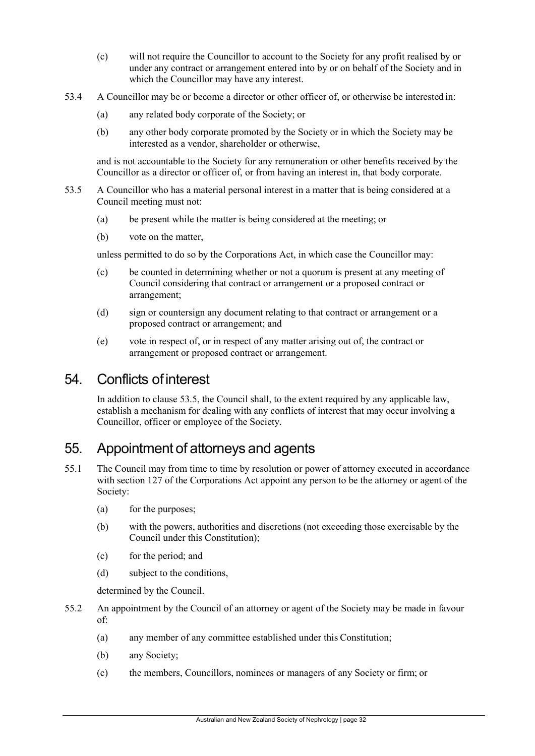(c) will not require the Councillor to account to the Society for any profit realised by or under any contract or arrangement entered into by or on behalf of the Society and in which the Councillor may have any interest.

53.4 A Councillor may be or become a director or other officer of, or otherwise be interested in:

(a) any related body corporate of the Society; or

(b) any other body corporate promoted by the Society or in which the Society may be interested as a vendor, shareholder or otherwise,

and is not accountable to the Society for any remuneration or other benefits received by the Councillor as a director or officer of, or from having an interest in, that body corporate.

53.5 A Councillor who has a material personal interest in a matter that is being considered at a Council meeting must not:

(a) be present while the matter is being considered at the meeting; or

(b) vote on the matter,

unless permitted to do so by the Corporations Act, in which case the Councillor may:

(c) be counted in determining whether or not a quorum is present at any meeting of Council considering that contract or arrangement or a proposed contract or arrangement;

(d) sign or countersign any document relating to that contract or arrangement or a proposed contract or arrangement; and

(e) vote in respect of, or in respect of any matter arising out of, the contract or arrangement or proposed contract or arrangement.

## 54. Conflicts of interest

In addition to clause 53.5, the Council shall, to the extent required by any applicable law, establish a mechanism for dealing with any conflicts of interest that may occur involving a Councillor, officer or employee of the Society.

## 55. Appointment of attorneys and agents

55.1 The Council may from time to time by resolution or power of attorney executed in accordance with section 127 of the Corporations Act appoint any person to be the attorney or agent of the Society:

(a) for the purposes;

(b) with the powers, authorities and discretions (not exceeding those exercisable by the Council under this Constitution);

(c) for the period; and

(d) subject to the conditions,

determined by the Council.

55.2 An appointment by the Council of an attorney or agent of the Society may be made in favour of:

(a) any member of any committee established under this Constitution;

(b) any Society;

(c) the members, Councillors, nominees or managers of any Society or firm; or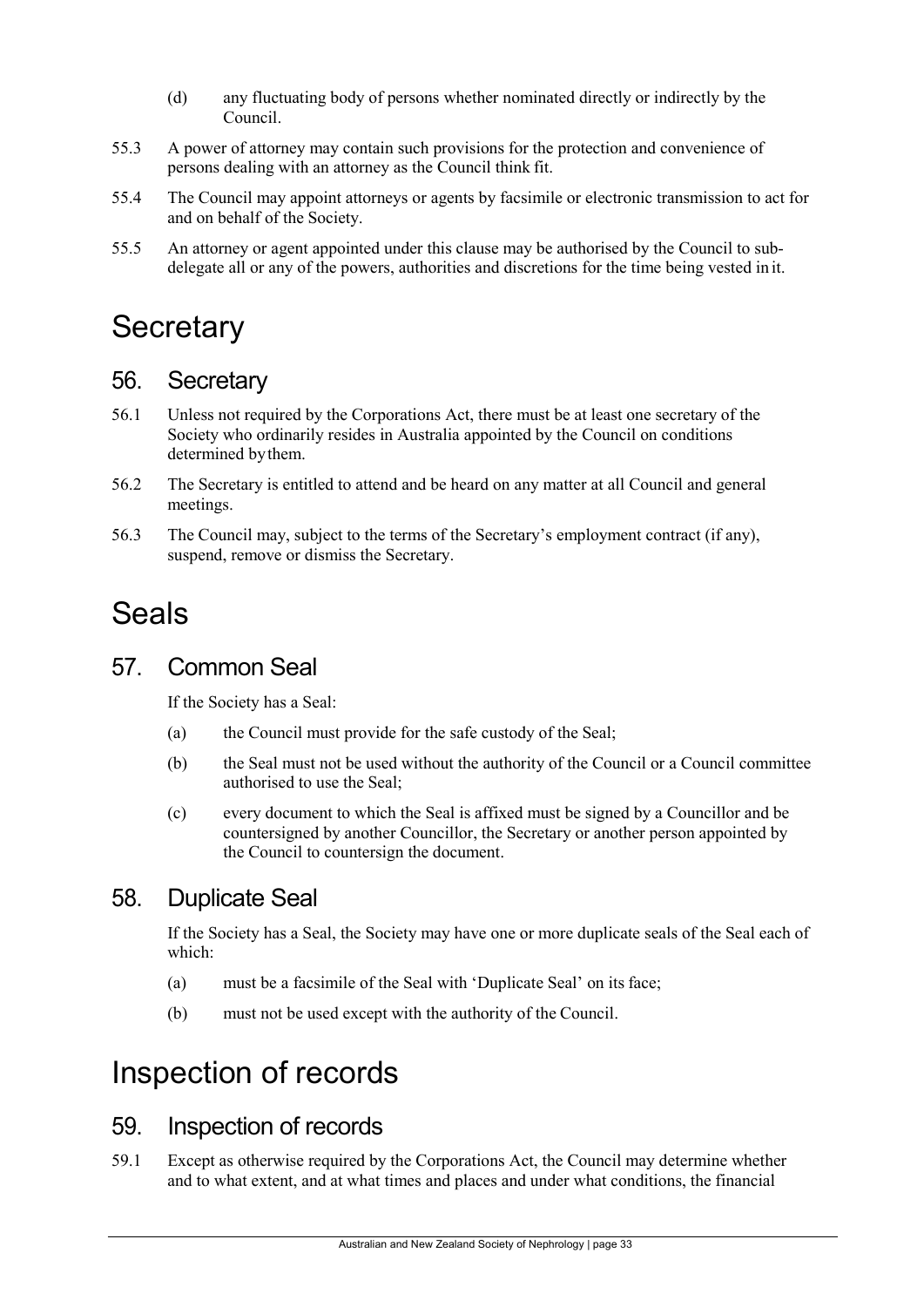(d) any fluctuating body of persons whether nominated directly or indirectly by the Council.

55.3 A power of attorney may contain such provisions for the protection and convenience of persons dealing with an attorney as the Council think fit.

55.4 The Council may appoint attorneys or agents by facsimile or electronic transmission to act for and on behalf of the Society.

55.5 An attorney or agent appointed under this clause may be authorised by the Council to sub-delegate all or any of the powers, authorities and discretions for the time being vested in it.

# Secretary

## 56. Secretary

56.1 Unless not required by the Corporations Act, there must be at least one secretary of the Society who ordinarily resides in Australia appointed by the Council on conditions determined by them.

56.2 The Secretary is entitled to attend and be heard on any matter at all Council and general meetings.

56.3 The Council may, subject to the terms of the Secretary's employment contract (if any), suspend, remove or dismiss the Secretary.

# Seals

## 57. Common Seal

If the Society has a Seal:

(a) the Council must provide for the safe custody of the Seal;

(b) the Seal must not be used without the authority of the Council or a Council committee authorised to use the Seal;

(c) every document to which the Seal is affixed must be signed by a Councillor and be countersigned by another Councillor, the Secretary or another person appointed by the Council to countersign the document.

## 58. Duplicate Seal

If the Society has a Seal, the Society may have one or more duplicate seals of the Seal each of which:

(a) must be a facsimile of the Seal with 'Duplicate Seal' on its face;

(b) must not be used except with the authority of the Council.

# Inspection of records

## 59. Inspection of records

59.1 Except as otherwise required by the Corporations Act, the Council may determine whether and to what extent, and at what times and places and under what conditions, the financial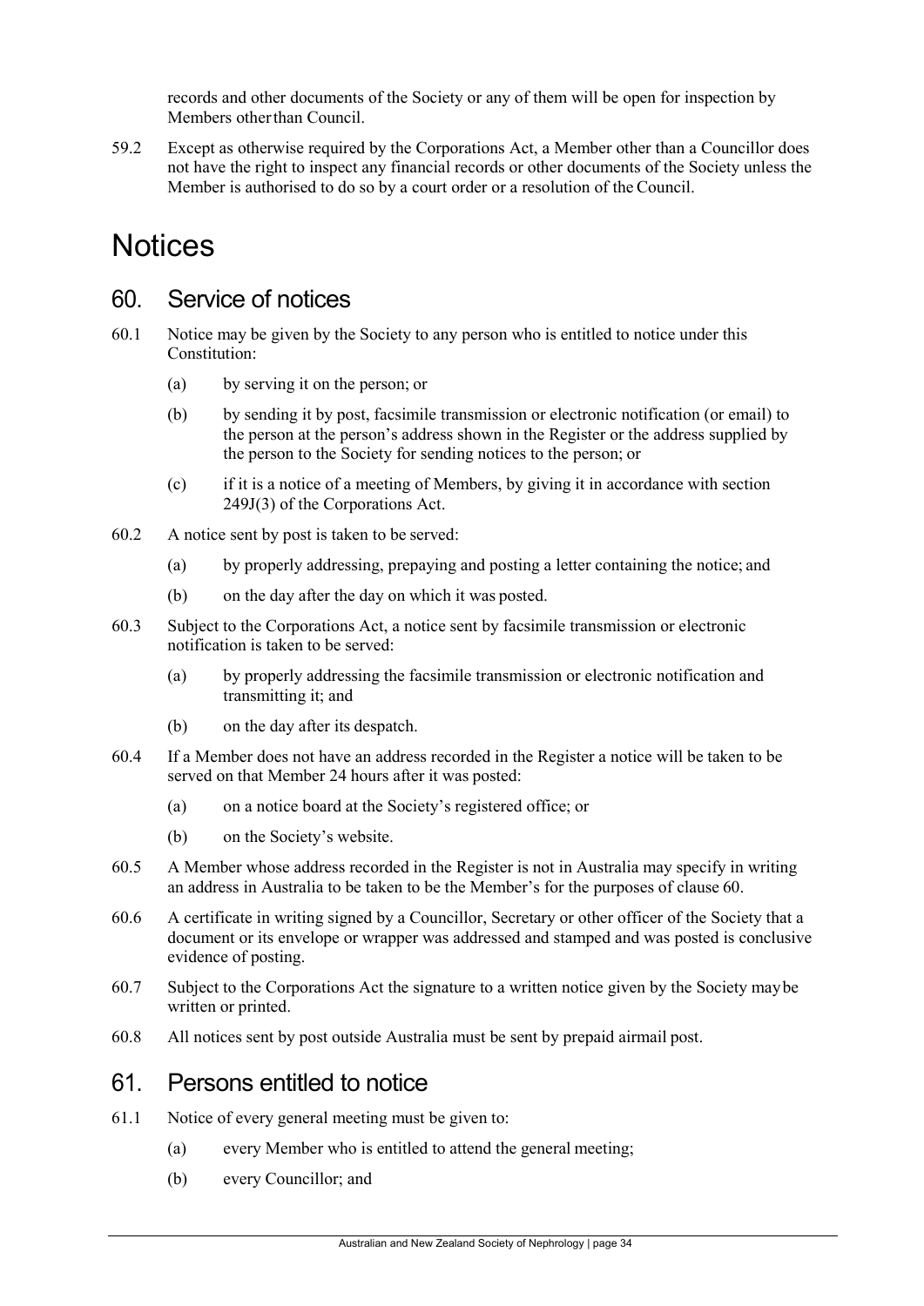records and other documents of the Society or any of them will be open for inspection by Members other than Council.

59.2 Except as otherwise required by the Corporations Act, a Member other than a Councillor does not have the right to inspect any financial records or other documents of the Society unless the Member is authorised to do so by a court order or a resolution of the Council.

# Notices

## 60. Service of notices

60.1 Notice may be given by the Society to any person who is entitled to notice under this Constitution:

(a) by serving it on the person; or

(b) by sending it by post, facsimile transmission or electronic notification (or email) to the person at the person's address shown in the Register or the address supplied by the person to the Society for sending notices to the person; or

(c) if it is a notice of a meeting of Members, by giving it in accordance with section 249J(3) of the Corporations Act.

60.2 A notice sent by post is taken to be served:

(a) by properly addressing, prepaying and posting a letter containing the notice; and

(b) on the day after the day on which it was posted.

60.3 Subject to the Corporations Act, a notice sent by facsimile transmission or electronic notification is taken to be served:

(a) by properly addressing the facsimile transmission or electronic notification and transmitting it; and

(b) on the day after its despatch.

60.4 If a Member does not have an address recorded in the Register a notice will be taken to be served on that Member 24 hours after it was posted:

(a) on a notice board at the Society's registered office; or

(b) on the Society's website.

60.5 A Member whose address recorded in the Register is not in Australia may specify in writing an address in Australia to be taken to be the Member's for the purposes of clause 60.

60.6 A certificate in writing signed by a Councillor, Secretary or other officer of the Society that a document or its envelope or wrapper was addressed and stamped and was posted is conclusive evidence of posting.

60.7 Subject to the Corporations Act the signature to a written notice given by the Society may be written or printed.

60.8 All notices sent by post outside Australia must be sent by prepaid airmail post.

## 61. Persons entitled to notice

61.1 Notice of every general meeting must be given to:

(a) every Member who is entitled to attend the general meeting;

(b) every Councillor; and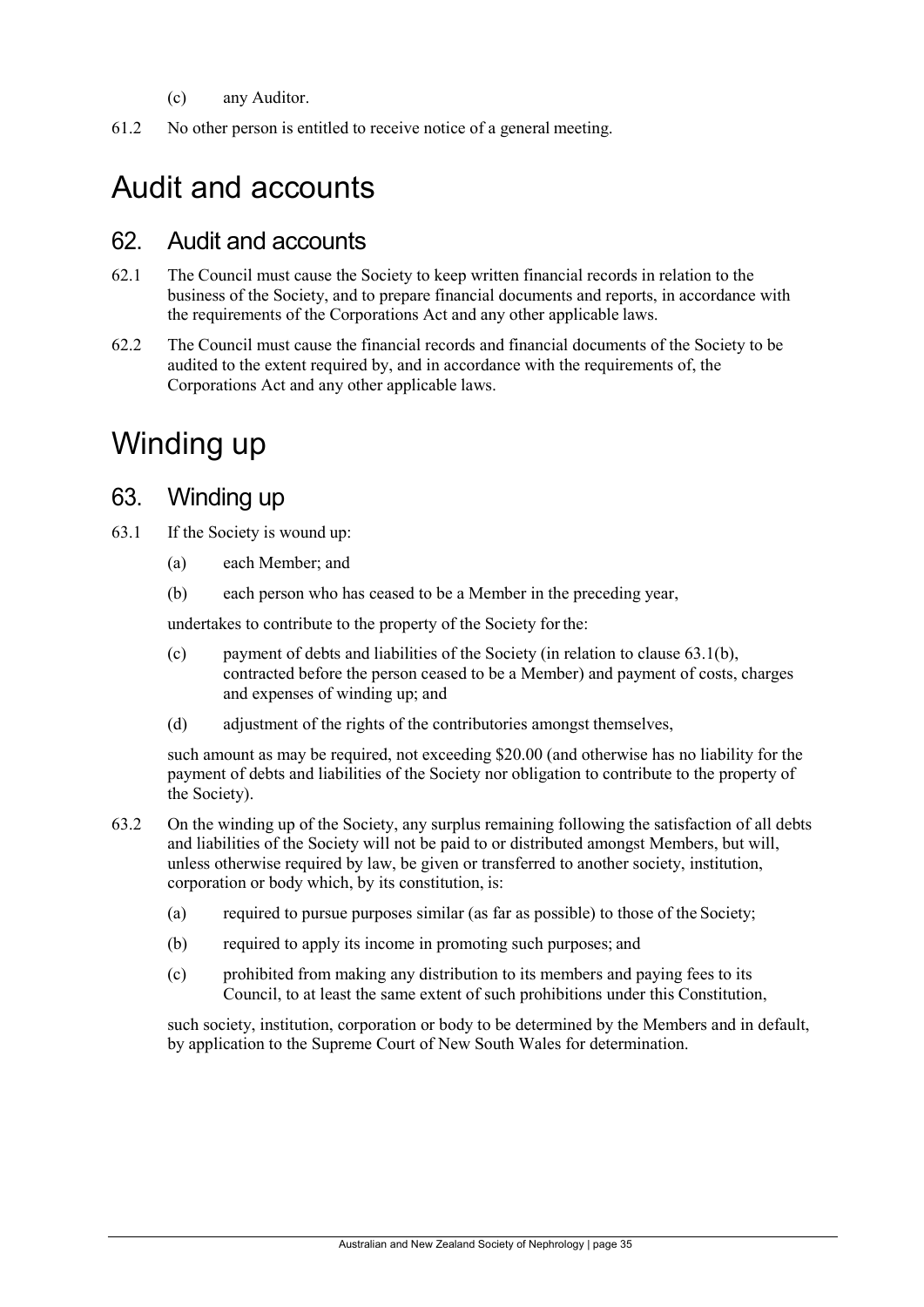(c) any Auditor.

61.2 No other person is entitled to receive notice of a general meeting.

# Audit and accounts

## 62. Audit and accounts

62.1 The Council must cause the Society to keep written financial records in relation to the business of the Society, and to prepare financial documents and reports, in accordance with the requirements of the Corporations Act and any other applicable laws.

62.2 The Council must cause the financial records and financial documents of the Society to be audited to the extent required by, and in accordance with the requirements of, the Corporations Act and any other applicable laws.

# Winding up

## 63. Winding up

63.1 If the Society is wound up:

(a) each Member; and

(b) each person who has ceased to be a Member in the preceding year,

undertakes to contribute to the property of the Society for the:

(c) payment of debts and liabilities of the Society (in relation to clause 63.1(b), contracted before the person ceased to be a Member) and payment of costs, charges and expenses of winding up; and

(d) adjustment of the rights of the contributories amongst themselves,

such amount as may be required, not exceeding $20.00 (and otherwise has no liability for the payment of debts and liabilities of the Society nor obligation to contribute to the property of the Society).

63.2 On the winding up of the Society, any surplus remaining following the satisfaction of all debts and liabilities of the Society will not be paid to or distributed amongst Members, but will, unless otherwise required by law, be given or transferred to another society, institution, corporation or body which, by its constitution, is:

(a) required to pursue purposes similar (as far as possible) to those of the Society;

(b) required to apply its income in promoting such purposes; and

(c) prohibited from making any distribution to its members and paying fees to its Council, to at least the same extent of such prohibitions under this Constitution,

such society, institution, corporation or body to be determined by the Members and in default, by application to the Supreme Court of New South Wales for determination.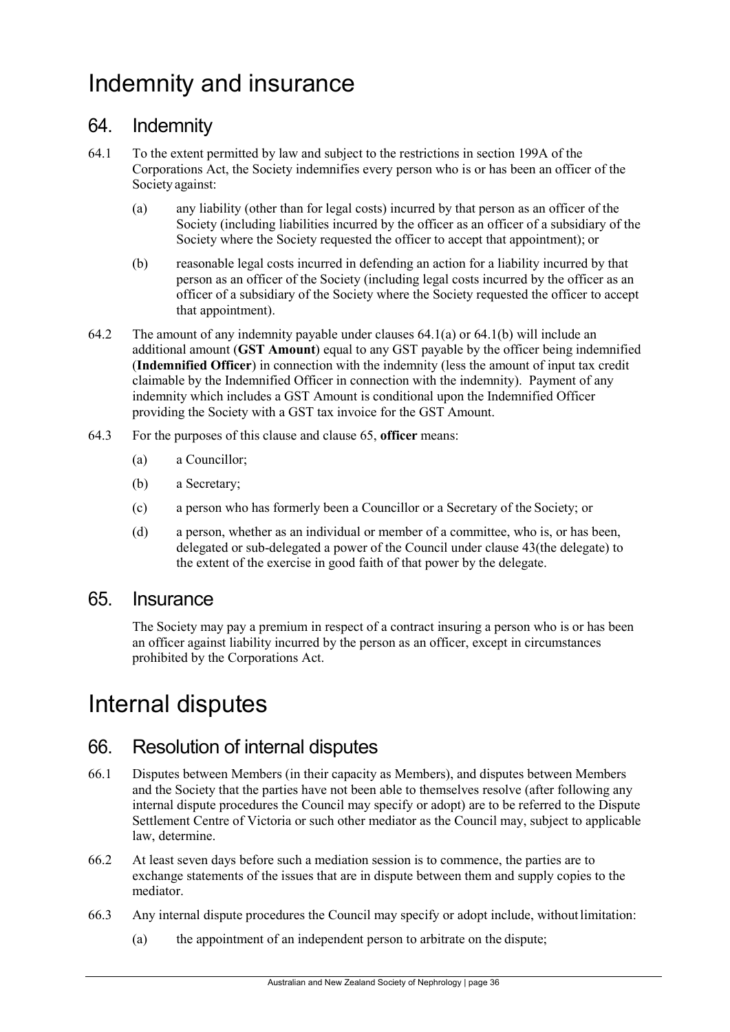# Indemnity and insurance

## 64. Indemnity

64.1 To the extent permitted by law and subject to the restrictions in section 199A of the Corporations Act, the Society indemnifies every person who is or has been an officer of the Society against:

(a) any liability (other than for legal costs) incurred by that person as an officer of the Society (including liabilities incurred by the officer as an officer of a subsidiary of the Society where the Society requested the officer to accept that appointment); or

(b) reasonable legal costs incurred in defending an action for a liability incurred by that person as an officer of the Society (including legal costs incurred by the officer as an officer of a subsidiary of the Society where the Society requested the officer to accept that appointment).

64.2 The amount of any indemnity payable under clauses 64.1(a) or 64.1(b) will include an additional amount (**GST Amount**) equal to any GST payable by the officer being indemnified (**Indemnified Officer**) in connection with the indemnity (less the amount of input tax credit claimable by the Indemnified Officer in connection with the indemnity). Payment of any indemnity which includes a GST Amount is conditional upon the Indemnified Officer providing the Society with a GST tax invoice for the GST Amount.

64.3 For the purposes of this clause and clause 65, **officer** means:

(a) a Councillor;

(b) a Secretary;

(c) a person who has formerly been a Councillor or a Secretary of the Society; or

(d) a person, whether as an individual or member of a committee, who is, or has been, delegated or sub-delegated a power of the Council under clause 43(the delegate) to the extent of the exercise in good faith of that power by the delegate.

## 65. Insurance

The Society may pay a premium in respect of a contract insuring a person who is or has been an officer against liability incurred by the person as an officer, except in circumstances prohibited by the Corporations Act.

# Internal disputes

## 66. Resolution of internal disputes

66.1 Disputes between Members (in their capacity as Members), and disputes between Members and the Society that the parties have not been able to themselves resolve (after following any internal dispute procedures the Council may specify or adopt) are to be referred to the Dispute Settlement Centre of Victoria or such other mediator as the Council may, subject to applicable law, determine.

66.2 At least seven days before such a mediation session is to commence, the parties are to exchange statements of the issues that are in dispute between them and supply copies to the mediator.

66.3 Any internal dispute procedures the Council may specify or adopt include, without limitation:

(a) the appointment of an independent person to arbitrate on the dispute;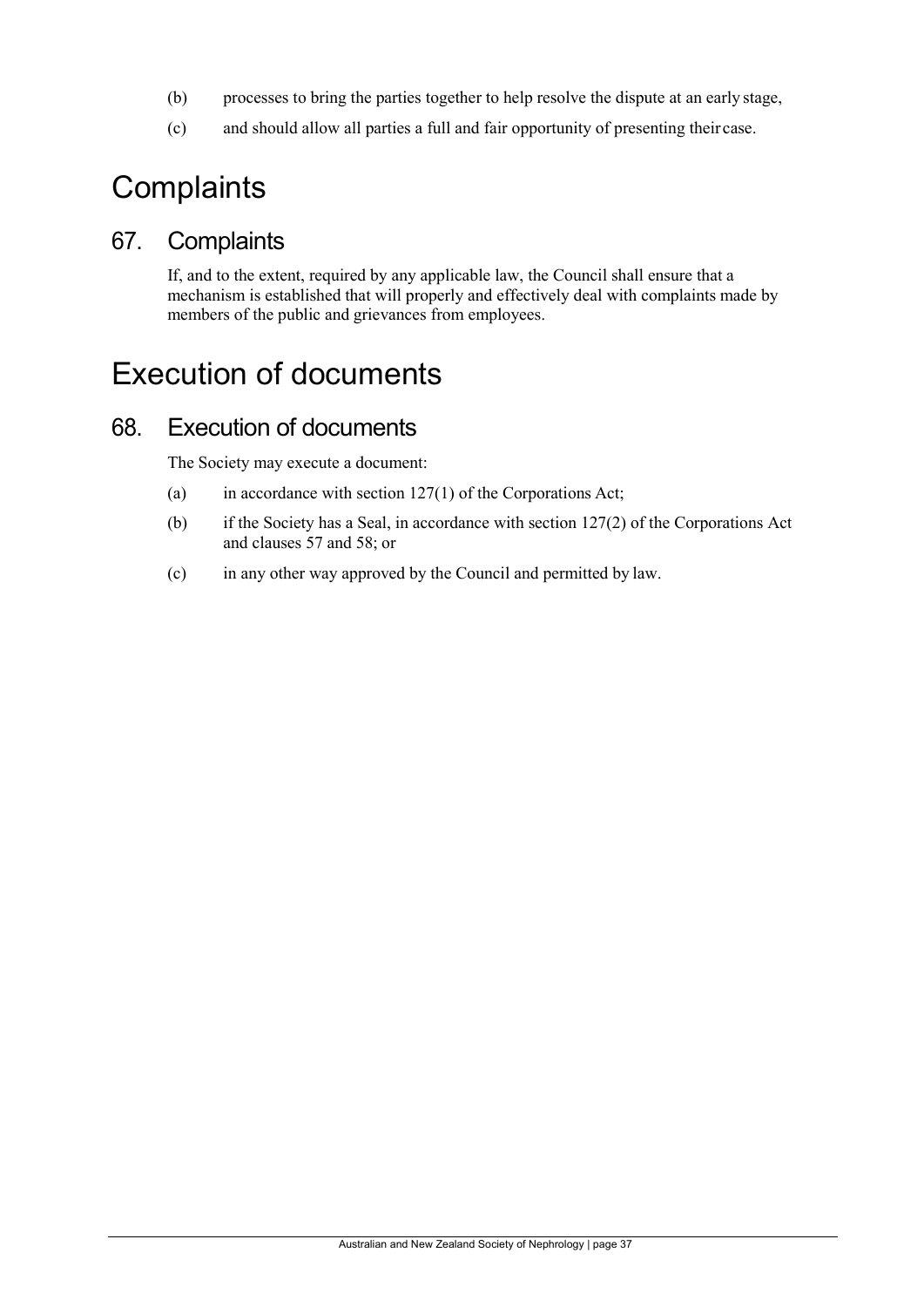(b) processes to bring the parties together to help resolve the dispute at an early stage,

(c) and should allow all parties a full and fair opportunity of presenting their case.

# Complaints

## 67. Complaints

If, and to the extent, required by any applicable law, the Council shall ensure that a mechanism is established that will properly and effectively deal with complaints made by members of the public and grievances from employees.

# Execution of documents

## 68. Execution of documents

The Society may execute a document:

(a) in accordance with section 127(1) of the Corporations Act;

(b) if the Society has a Seal, in accordance with section 127(2) of the Corporations Act and clauses 57 and 58; or

(c) in any other way approved by the Council and permitted by law.